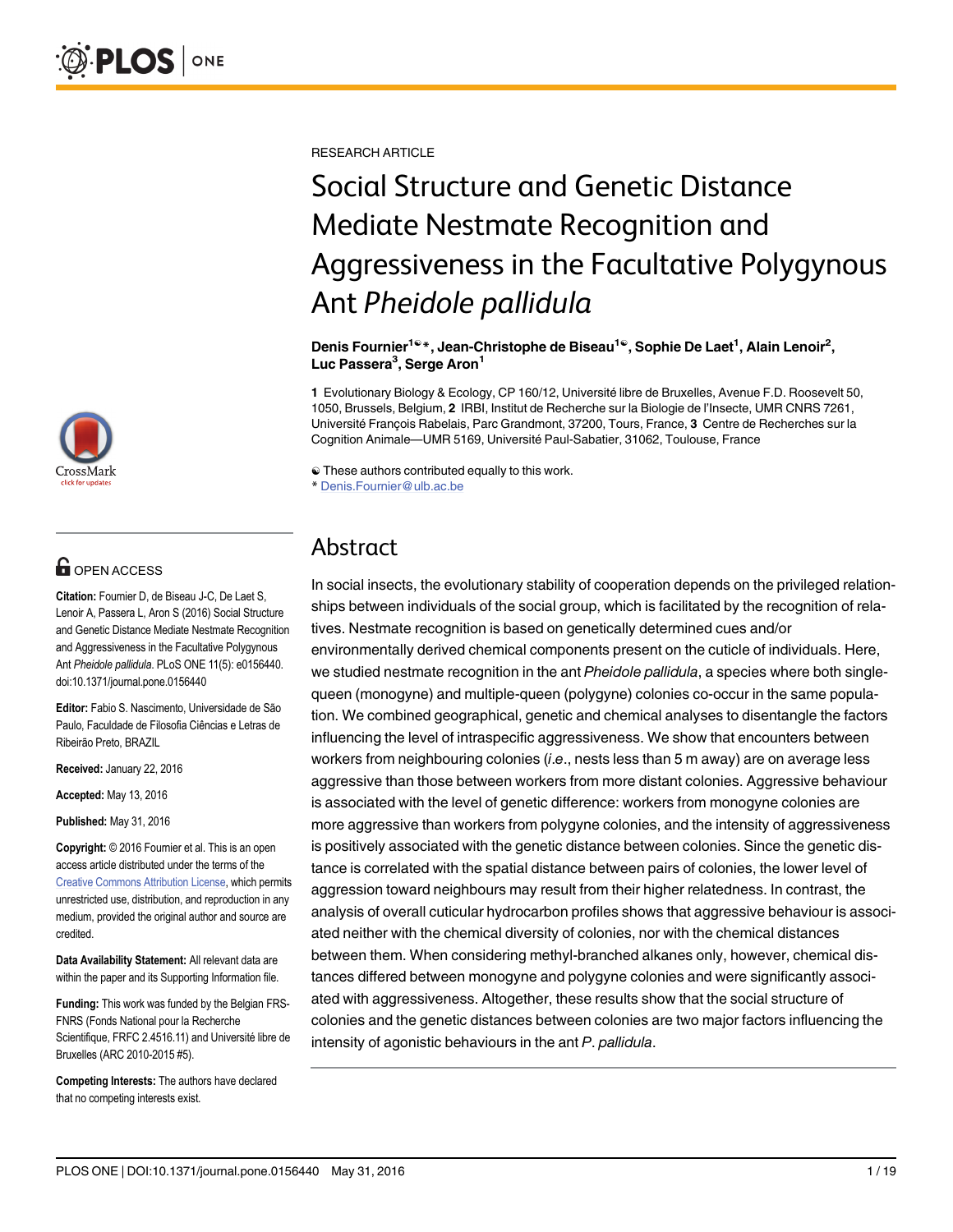RESEARCH ARTICLE

# Social Structure and Genetic Distance Mediate Nestmate Recognition and Aggressiveness in the Facultative Polygynous Ant *Pheidole pallidula*

**Denis Fournier[1☯]*, Jean-Christophe de Biseau[1☯], Sophie De Laet[1], Alain Lenoir[2], Luc Passera[3], Serge Aron[1]**

1 Evolutionary Biology & Ecology, CP 160/12, Université libre de Bruxelles, Avenue F.D. Roosevelt 50, 1050, Brussels, Belgium, 2 IRBI, Institut de Recherche sur la Biologie de l'Insecte, UMR CNRS 7261, Université François Rabelais, Parc Grandmont, 37200, Tours, France, 3 Centre de Recherches sur la Cognition Animale—UMR 5169, Université Paul-Sabatier, 31062, Toulouse, France

☯ These authors contributed equally to this work.
* Denis.Fournier@ulb.ac.be

OPEN ACCESS

**Citation:** Fournier D, de Biseau J-C, De Laet S, Lenoir A, Passera L, Aron S (2016) Social Structure and Genetic Distance Mediate Nestmate Recognition and Aggressiveness in the Facultative Polygynous Ant *Pheidole pallidula*. PLoS ONE 11(5): e0156440. doi:10.1371/journal.pone.0156440

**Editor:** Fabio S. Nascimento, Universidade de São Paulo, Faculdade de Filosofia Ciências e Letras de Ribeirão Preto, BRAZIL

**Received:** January 22, 2016

**Accepted:** May 13, 2016

**Published:** May 31, 2016

**Copyright:** © 2016 Fournier et al. This is an open access article distributed under the terms of the Creative Commons Attribution License, which permits unrestricted use, distribution, and reproduction in any medium, provided the original author and source are credited.

**Data Availability Statement:** All relevant data are within the paper and its Supporting Information file.

**Funding:** This work was funded by the Belgian FRS-FNRS (Fonds National pour la Recherche Scientifique, FRFC 2.4516.11) and Université libre de Bruxelles (ARC 2010-2015 #5).

**Competing Interests:** The authors have declared that no competing interests exist.

## Abstract

In social insects, the evolutionary stability of cooperation depends on the privileged relationships between individuals of the social group, which is facilitated by the recognition of relatives. Nestmate recognition is based on genetically determined cues and/or environmentally derived chemical components present on the cuticle of individuals. Here, we studied nestmate recognition in the ant *Pheidole pallidula*, a species where both single-queen (monogyne) and multiple-queen (polygyne) colonies co-occur in the same population. We combined geographical, genetic and chemical analyses to disentangle the factors influencing the level of intraspecific aggressiveness. We show that encounters between workers from neighbouring colonies (*i.e.*, nests less than 5 m away) are on average less aggressive than those between workers from more distant colonies. Aggressive behaviour is associated with the level of genetic difference: workers from monogyne colonies are more aggressive than workers from polygyne colonies, and the intensity of aggressiveness is positively associated with the genetic distance between colonies. Since the genetic distance is correlated with the spatial distance between pairs of colonies, the lower level of aggression toward neighbours may result from their higher relatedness. In contrast, the analysis of overall cuticular hydrocarbon profiles shows that aggressive behaviour is associated neither with the chemical diversity of colonies, nor with the chemical distances between them. When considering methyl-branched alkanes only, however, chemical distances differed between monogyne and polygyne colonies and were significantly associated with aggressiveness. Altogether, these results show that the social structure of colonies and the genetic distances between colonies are two major factors influencing the intensity of agonistic behaviours in the ant *P. pallidula*.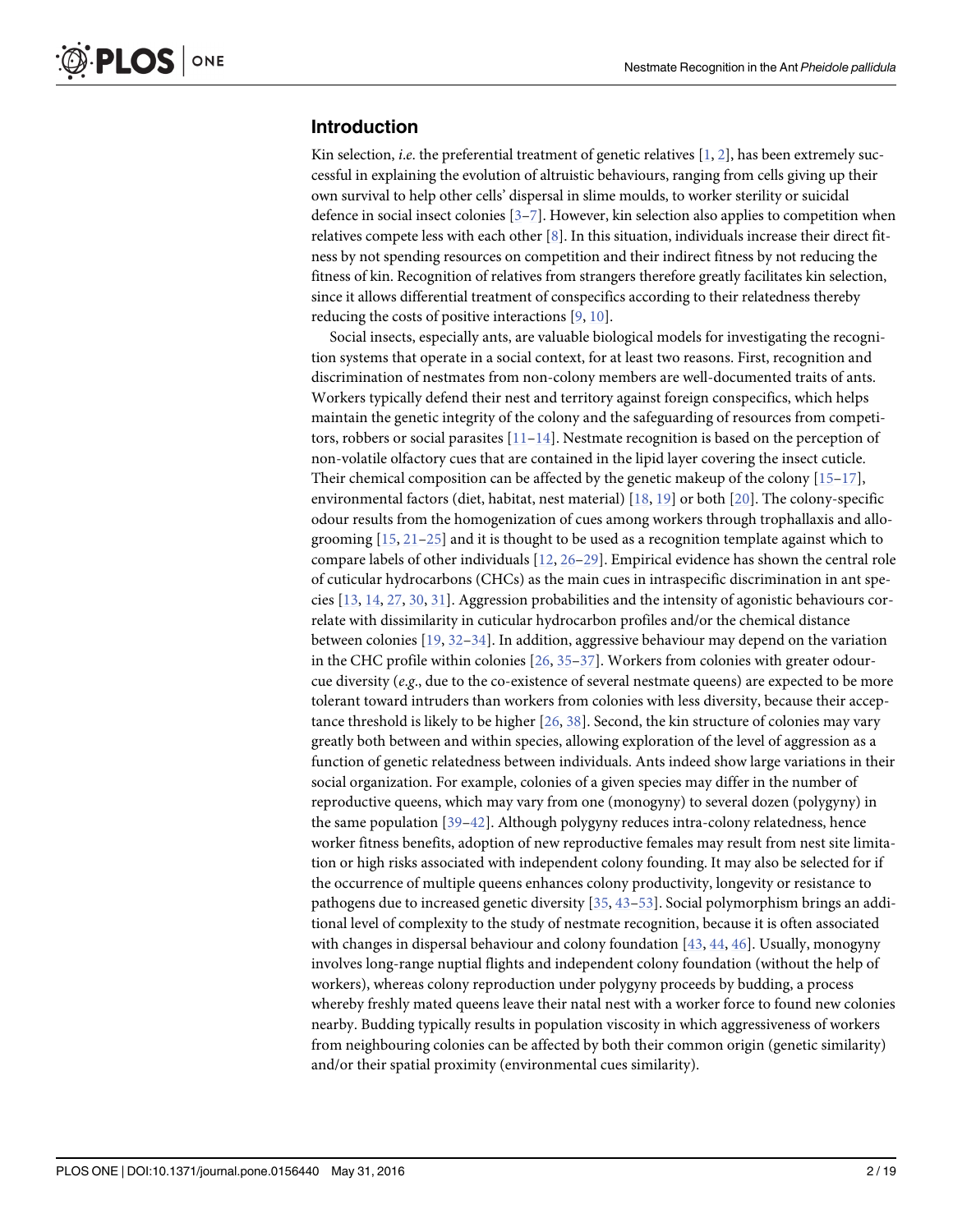## Introduction

Kin selection, *i.e.* the preferential treatment of genetic relatives [1, 2], has been extremely successful in explaining the evolution of altruistic behaviours, ranging from cells giving up their own survival to help other cells' dispersal in slime moulds, to worker sterility or suicidal defence in social insect colonies [3–7]. However, kin selection also applies to competition when relatives compete less with each other [8]. In this situation, individuals increase their direct fitness by not spending resources on competition and their indirect fitness by not reducing the fitness of kin. Recognition of relatives from strangers therefore greatly facilitates kin selection, since it allows differential treatment of conspecifics according to their relatedness thereby reducing the costs of positive interactions [9, 10].

Social insects, especially ants, are valuable biological models for investigating the recognition systems that operate in a social context, for at least two reasons. First, recognition and discrimination of nestmates from non-colony members are well-documented traits of ants. Workers typically defend their nest and territory against foreign conspecifics, which helps maintain the genetic integrity of the colony and the safeguarding of resources from competitors, robbers or social parasites [11–14]. Nestmate recognition is based on the perception of non-volatile olfactory cues that are contained in the lipid layer covering the insect cuticle. Their chemical composition can be affected by the genetic makeup of the colony [15–17], environmental factors (diet, habitat, nest material) [18, 19] or both [20]. The colony-specific odour results from the homogenization of cues among workers through trophallaxis and allogrooming [15, 21–25] and it is thought to be used as a recognition template against which to compare labels of other individuals [12, 26–29]. Empirical evidence has shown the central role of cuticular hydrocarbons (CHCs) as the main cues in intraspecific discrimination in ant species [13, 14, 27, 30, 31]. Aggression probabilities and the intensity of agonistic behaviours correlate with dissimilarity in cuticular hydrocarbon profiles and/or the chemical distance between colonies [19, 32–34]. In addition, aggressive behaviour may depend on the variation in the CHC profile within colonies [26, 35–37]. Workers from colonies with greater odour-cue diversity (*e.g.*, due to the co-existence of several nestmate queens) are expected to be more tolerant toward intruders than workers from colonies with less diversity, because their acceptance threshold is likely to be higher [26, 38]. Second, the kin structure of colonies may vary greatly both between and within species, allowing exploration of the level of aggression as a function of genetic relatedness between individuals. Ants indeed show large variations in their social organization. For example, colonies of a given species may differ in the number of reproductive queens, which may vary from one (monogyny) to several dozen (polygyny) in the same population [39–42]. Although polygyny reduces intra-colony relatedness, hence worker fitness benefits, adoption of new reproductive females may result from nest site limitation or high risks associated with independent colony founding. It may also be selected for if the occurrence of multiple queens enhances colony productivity, longevity or resistance to pathogens due to increased genetic diversity [35, 43–53]. Social polymorphism brings an additional level of complexity to the study of nestmate recognition, because it is often associated with changes in dispersal behaviour and colony foundation [43, 44, 46]. Usually, monogyny involves long-range nuptial flights and independent colony foundation (without the help of workers), whereas colony reproduction under polygyny proceeds by budding, a process whereby freshly mated queens leave their natal nest with a worker force to found new colonies nearby. Budding typically results in population viscosity in which aggressiveness of workers from neighbouring colonies can be affected by both their common origin (genetic similarity) and/or their spatial proximity (environmental cues similarity).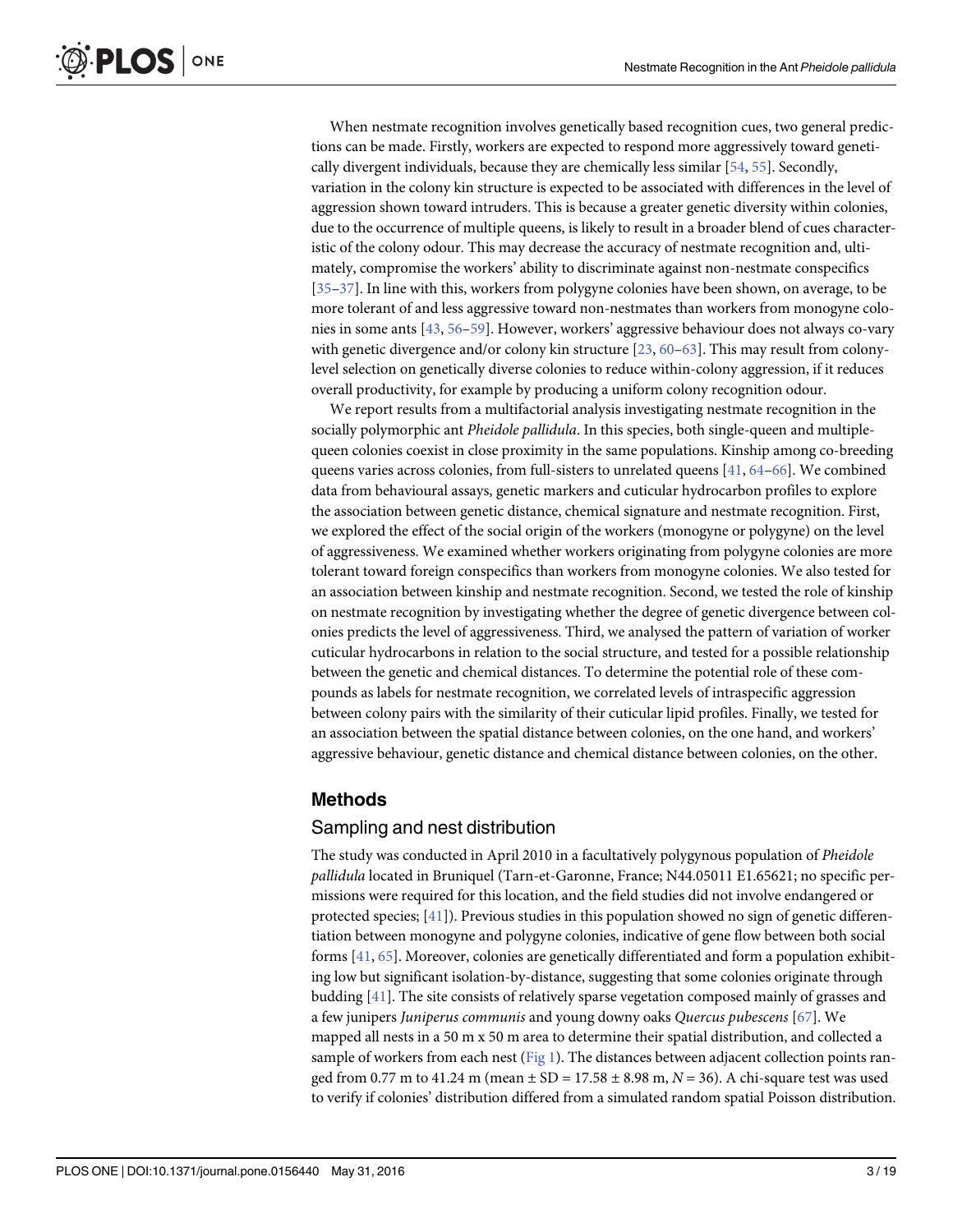When nestmate recognition involves genetically based recognition cues, two general predictions can be made. Firstly, workers are expected to respond more aggressively toward genetically divergent individuals, because they are chemically less similar [54, 55]. Secondly, variation in the colony kin structure is expected to be associated with differences in the level of aggression shown toward intruders. This is because a greater genetic diversity within colonies, due to the occurrence of multiple queens, is likely to result in a broader blend of cues characteristic of the colony odour. This may decrease the accuracy of nestmate recognition and, ultimately, compromise the workers' ability to discriminate against non-nestmate conspecifics [35–37]. In line with this, workers from polygyne colonies have been shown, on average, to be more tolerant of and less aggressive toward non-nestmates than workers from monogyne colonies in some ants [43, 56–59]. However, workers' aggressive behaviour does not always co-vary with genetic divergence and/or colony kin structure [23, 60–63]. This may result from colony-level selection on genetically diverse colonies to reduce within-colony aggression, if it reduces overall productivity, for example by producing a uniform colony recognition odour.

We report results from a multifactorial analysis investigating nestmate recognition in the socially polymorphic ant *Pheidole pallidula*. In this species, both single-queen and multiple-queen colonies coexist in close proximity in the same populations. Kinship among co-breeding queens varies across colonies, from full-sisters to unrelated queens [41, 64–66]. We combined data from behavioural assays, genetic markers and cuticular hydrocarbon profiles to explore the association between genetic distance, chemical signature and nestmate recognition. First, we explored the effect of the social origin of the workers (monogyne or polygyne) on the level of aggressiveness. We examined whether workers originating from polygyne colonies are more tolerant toward foreign conspecifics than workers from monogyne colonies. We also tested for an association between kinship and nestmate recognition. Second, we tested the role of kinship on nestmate recognition by investigating whether the degree of genetic divergence between colonies predicts the level of aggressiveness. Third, we analysed the pattern of variation of worker cuticular hydrocarbons in relation to the social structure, and tested for a possible relationship between the genetic and chemical distances. To determine the potential role of these compounds as labels for nestmate recognition, we correlated levels of intraspecific aggression between colony pairs with the similarity of their cuticular lipid profiles. Finally, we tested for an association between the spatial distance between colonies, on the one hand, and workers' aggressive behaviour, genetic distance and chemical distance between colonies, on the other.

## Methods

### Sampling and nest distribution

The study was conducted in April 2010 in a facultatively polygynous population of *Pheidole pallidula* located in Bruniquel (Tarn-et-Garonne, France; N44.05011 E1.65621; no specific permissions were required for this location, and the field studies did not involve endangered or protected species; [41]). Previous studies in this population showed no sign of genetic differentiation between monogyne and polygyne colonies, indicative of gene flow between both social forms [41, 65]. Moreover, colonies are genetically differentiated and form a population exhibiting low but significant isolation-by-distance, suggesting that some colonies originate through budding [41]. The site consists of relatively sparse vegetation composed mainly of grasses and a few junipers *Juniperus communis* and young downy oaks *Quercus pubescens* [67]. We mapped all nests in a 50 m x 50 m area to determine their spatial distribution, and collected a sample of workers from each nest (Fig 1). The distances between adjacent collection points ranged from 0.77 m to 41.24 m (mean ± SD = 17.58 ± 8.98 m, $N = 36$). A chi-square test was used to verify if colonies' distribution differed from a simulated random spatial Poisson distribution.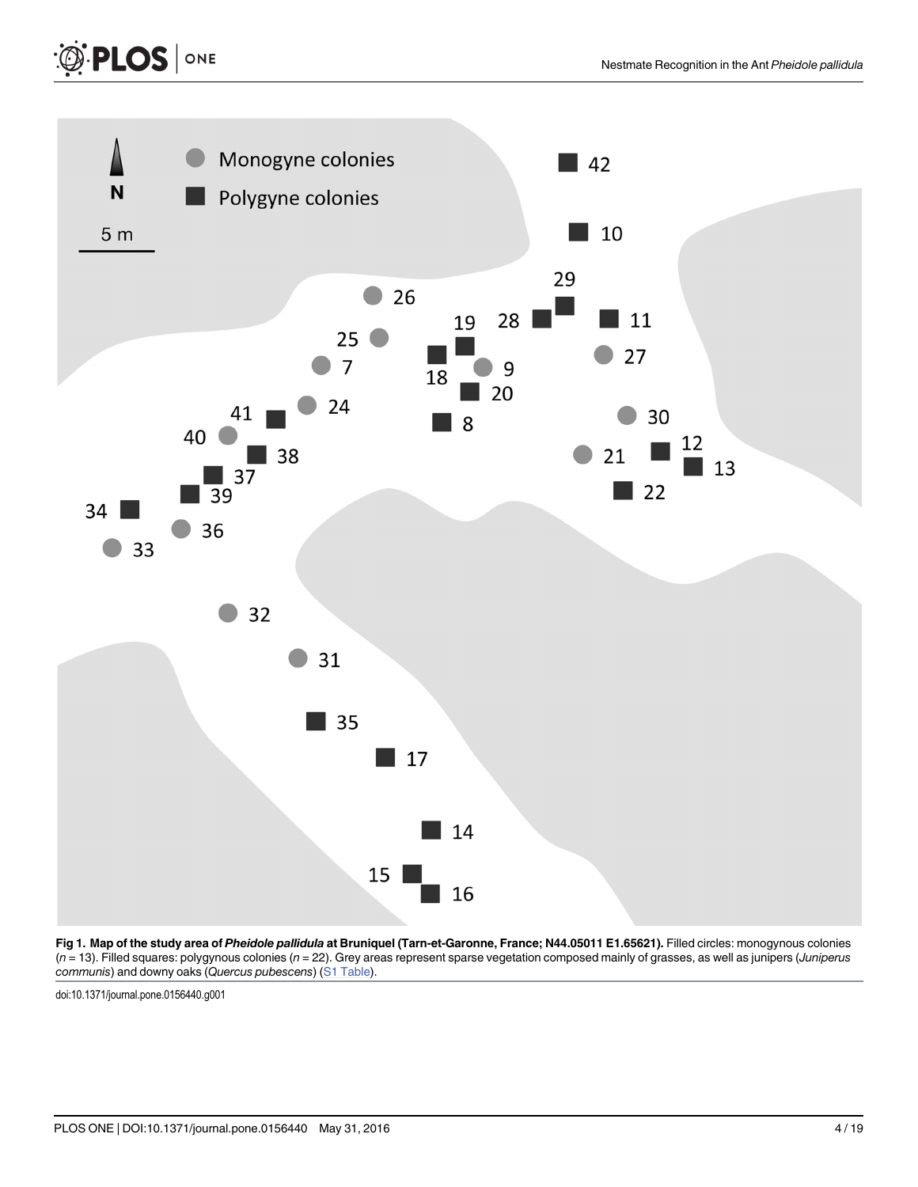**Fig 1. Map of the study area of *Pheidole pallidula* at Bruniquel (Tarn-et-Garonne, France; N44.05011 E1.65621).** Filled circles: monogynous colonies ($n = 13$). Filled squares: polygynous colonies ($n = 22$). Grey areas represent sparse vegetation composed mainly of grasses, as well as junipers (*Juniperus communis*) and downy oaks (*Quercus pubescens*) (S1 Table).

doi:10.1371/journal.pone.0156440.g001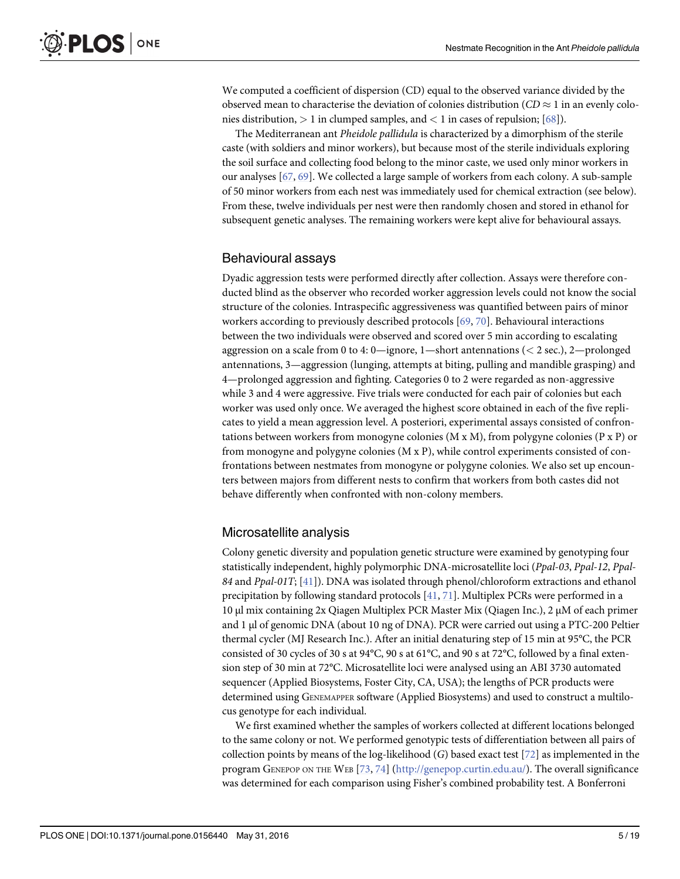We computed a coefficient of dispersion (CD) equal to the observed variance divided by the observed mean to characterise the deviation of colonies distribution ($CD \approx 1$ in an evenly colonies distribution, $> 1$ in clumped samples, and $< 1$ in cases of repulsion; [68]).

The Mediterranean ant *Pheidole pallidula* is characterized by a dimorphism of the sterile caste (with soldiers and minor workers), but because most of the sterile individuals exploring the soil surface and collecting food belong to the minor caste, we used only minor workers in our analyses [67, 69]. We collected a large sample of workers from each colony. A sub-sample of 50 minor workers from each nest was immediately used for chemical extraction (see below). From these, twelve individuals per nest were then randomly chosen and stored in ethanol for subsequent genetic analyses. The remaining workers were kept alive for behavioural assays.

## Behavioural assays

Dyadic aggression tests were performed directly after collection. Assays were therefore conducted blind as the observer who recorded worker aggression levels could not know the social structure of the colonies. Intraspecific aggressiveness was quantified between pairs of minor workers according to previously described protocols [69, 70]. Behavioural interactions between the two individuals were observed and scored over 5 min according to escalating aggression on a scale from 0 to 4: 0—ignore, 1—short antennations (< 2 sec.), 2—prolonged antennations, 3—aggression (lunging, attempts at biting, pulling and mandible grasping) and 4—prolonged aggression and fighting. Categories 0 to 2 were regarded as non-aggressive while 3 and 4 were aggressive. Five trials were conducted for each pair of colonies but each worker was used only once. We averaged the highest score obtained in each of the five replicates to yield a mean aggression level. A posteriori, experimental assays consisted of confrontations between workers from monogyne colonies (M x M), from polygyne colonies (P x P) or from monogyne and polygyne colonies (M x P), while control experiments consisted of confrontations between nestmates from monogyne or polygyne colonies. We also set up encounters between majors from different nests to confirm that workers from both castes did not behave differently when confronted with non-colony members.

## Microsatellite analysis

Colony genetic diversity and population genetic structure were examined by genotyping four statistically independent, highly polymorphic DNA-microsatellite loci (*Ppal-03*, *Ppal-12*, *Ppal-84* and *Ppal-01T*; [41]). DNA was isolated through phenol/chloroform extractions and ethanol precipitation by following standard protocols [41, 71]. Multiplex PCRs were performed in a 10 µl mix containing 2x Qiagen Multiplex PCR Master Mix (Qiagen Inc.), 2 µM of each primer and 1 µl of genomic DNA (about 10 ng of DNA). PCR were carried out using a PTC-200 Peltier thermal cycler (MJ Research Inc.). After an initial denaturing step of 15 min at 95°C, the PCR consisted of 30 cycles of 30 s at 94°C, 90 s at 61°C, and 90 s at 72°C, followed by a final extension step of 30 min at 72°C. Microsatellite loci were analysed using an ABI 3730 automated sequencer (Applied Biosystems, Foster City, CA, USA); the lengths of PCR products were determined using GENEMAPPER software (Applied Biosystems) and used to construct a multilocus genotype for each individual.

We first examined whether the samples of workers collected at different locations belonged to the same colony or not. We performed genotypic tests of differentiation between all pairs of collection points by means of the log-likelihood ($G$) based exact test [72] as implemented in the program GENEPOP ON THE WEB [73, 74] (http://genepop.curtin.edu.au/). The overall significance was determined for each comparison using Fisher's combined probability test. A Bonferroni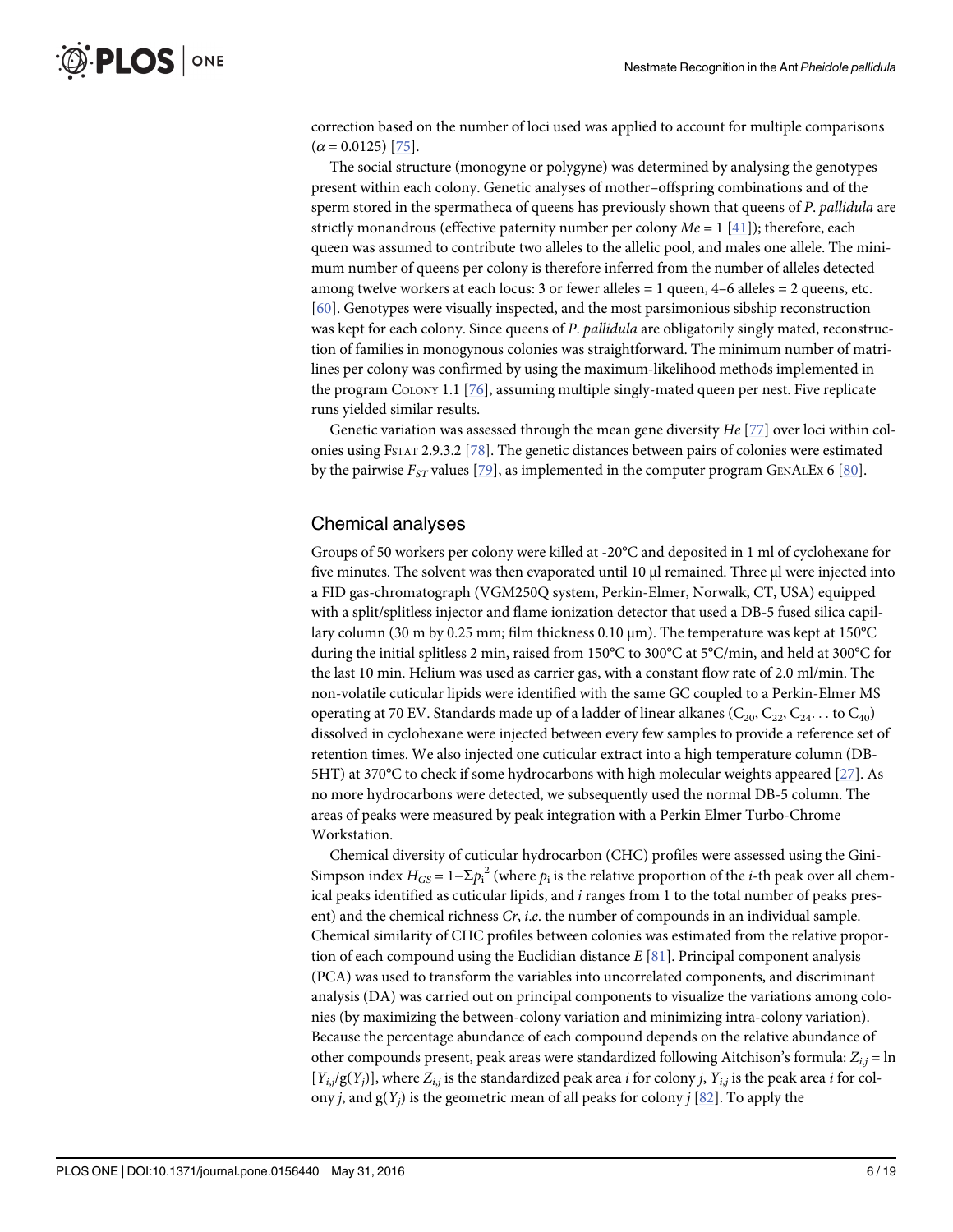correction based on the number of loci used was applied to account for multiple comparisons ($\alpha = 0.0125$) [75].

The social structure (monogyne or polygyne) was determined by analysing the genotypes present within each colony. Genetic analyses of mother–offspring combinations and of the sperm stored in the spermatheca of queens has previously shown that queens of *P*. *pallidula* are strictly monandrous (effective paternity number per colony $Me = 1$ [41]); therefore, each queen was assumed to contribute two alleles to the allelic pool, and males one allele. The minimum number of queens per colony is therefore inferred from the number of alleles detected among twelve workers at each locus: 3 or fewer alleles = 1 queen, 4–6 alleles = 2 queens, etc. [60]. Genotypes were visually inspected, and the most parsimonious sibship reconstruction was kept for each colony. Since queens of *P*. *pallidula* are obligatorily singly mated, reconstruction of families in monogynous colonies was straightforward. The minimum number of matrilines per colony was confirmed by using the maximum-likelihood methods implemented in the program COLONY 1.1 [76], assuming multiple singly-mated queen per nest. Five replicate runs yielded similar results.

Genetic variation was assessed through the mean gene diversity *He* [77] over loci within colonies using FSTAT 2.9.3.2 [78]. The genetic distances between pairs of colonies were estimated by the pairwise $F_{ST}$ values [79], as implemented in the computer program GENALEX 6 [80].

## Chemical analyses

Groups of 50 workers per colony were killed at -20°C and deposited in 1 ml of cyclohexane for five minutes. The solvent was then evaporated until 10 μl remained. Three μl were injected into a FID gas-chromatograph (VGM250Q system, Perkin-Elmer, Norwalk, CT, USA) equipped with a split/splitless injector and flame ionization detector that used a DB-5 fused silica capillary column (30 m by 0.25 mm; film thickness 0.10 μm). The temperature was kept at 150°C during the initial splitless 2 min, raised from 150°C to 300°C at 5°C/min, and held at 300°C for the last 10 min. Helium was used as carrier gas, with a constant flow rate of 2.0 ml/min. The non-volatile cuticular lipids were identified with the same GC coupled to a Perkin-Elmer MS operating at 70 EV. Standards made up of a ladder of linear alkanes ($C_{20}$, $C_{22}$, $C_{24}$. . . to $C_{40}$) dissolved in cyclohexane were injected between every few samples to provide a reference set of retention times. We also injected one cuticular extract into a high temperature column (DB-5HT) at 370°C to check if some hydrocarbons with high molecular weights appeared [27]. As no more hydrocarbons were detected, we subsequently used the normal DB-5 column. The areas of peaks were measured by peak integration with a Perkin Elmer Turbo-Chrome Workstation.

Chemical diversity of cuticular hydrocarbon (CHC) profiles were assessed using the Gini-Simpson index $H_{GS} = 1 - \Sigma p_i^2$ (where $p_i$ is the relative proportion of the *i*-th peak over all chemical peaks identified as cuticular lipids, and *i* ranges from 1 to the total number of peaks present) and the chemical richness *Cr*, *i*.*e*. the number of compounds in an individual sample. Chemical similarity of CHC profiles between colonies was estimated from the relative proportion of each compound using the Euclidian distance *E* [81]. Principal component analysis (PCA) was used to transform the variables into uncorrelated components, and discriminant analysis (DA) was carried out on principal components to visualize the variations among colonies (by maximizing the between-colony variation and minimizing intra-colony variation). Because the percentage abundance of each compound depends on the relative abundance of other compounds present, peak areas were standardized following Aitchison's formula: $Z_{i,j} = \ln[Y_{i,j}/g(Y_j)]$, where $Z_{i,j}$ is the standardized peak area *i* for colony *j*, $Y_{i,j}$ is the peak area *i* for colony *j*, and $g(Y_j)$ is the geometric mean of all peaks for colony *j* [82]. To apply the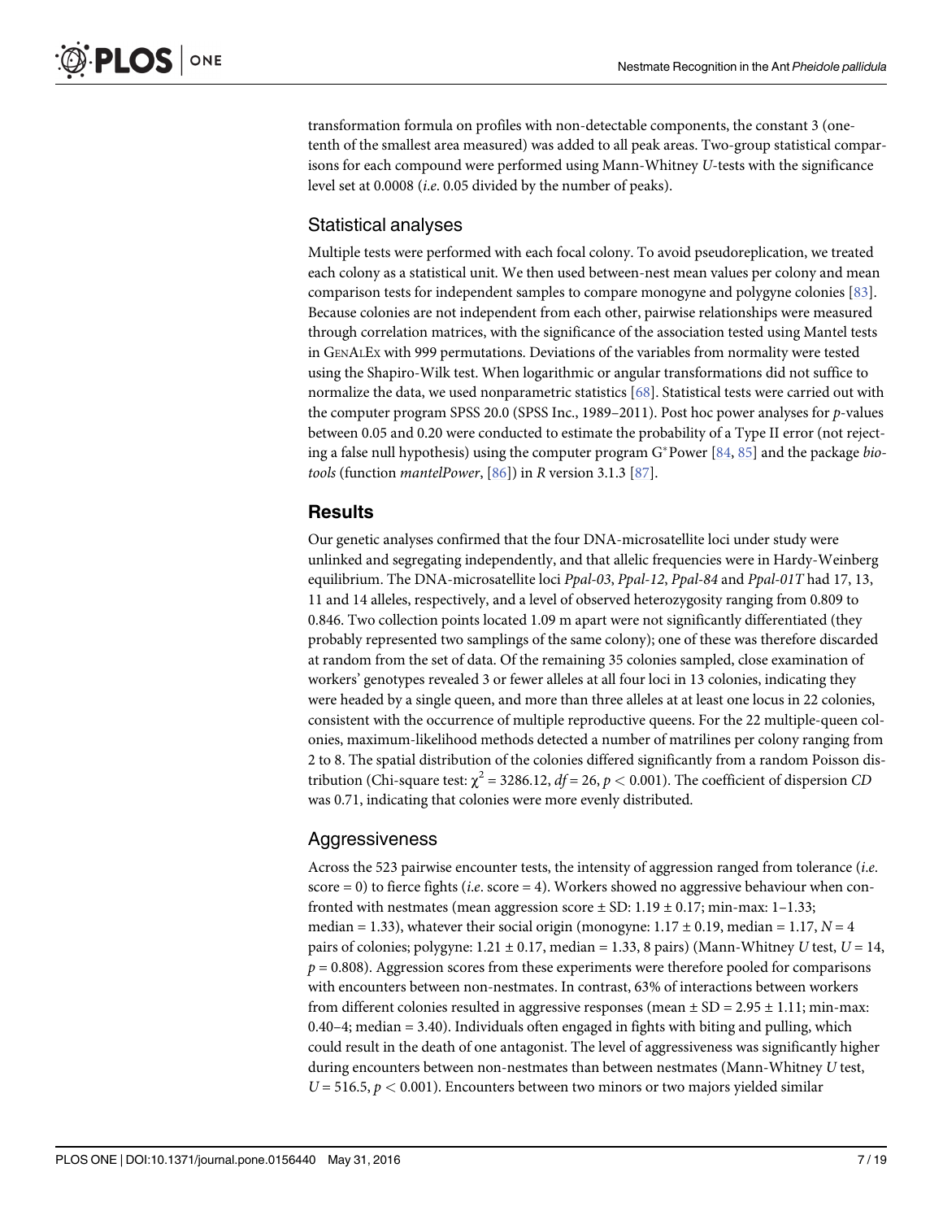transformation formula on profiles with non-detectable components, the constant 3 (one-tenth of the smallest area measured) was added to all peak areas. Two-group statistical comparisons for each compound were performed using Mann-Whitney *U*-tests with the significance level set at 0.0008 (*i.e.* 0.05 divided by the number of peaks).

## Statistical analyses

Multiple tests were performed with each focal colony. To avoid pseudoreplication, we treated each colony as a statistical unit. We then used between-nest mean values per colony and mean comparison tests for independent samples to compare monogyne and polygyne colonies [83]. Because colonies are not independent from each other, pairwise relationships were measured through correlation matrices, with the significance of the association tested using Mantel tests in GenAlEx with 999 permutations. Deviations of the variables from normality were tested using the Shapiro-Wilk test. When logarithmic or angular transformations did not suffice to normalize the data, we used nonparametric statistics [68]. Statistical tests were carried out with the computer program SPSS 20.0 (SPSS Inc., 1989–2011). Post hoc power analyses for *p*-values between 0.05 and 0.20 were conducted to estimate the probability of a Type II error (not rejecting a false null hypothesis) using the computer program G*Power [84, 85] and the package *biotools* (function *mantelPower*, [86]) in *R* version 3.1.3 [87].

# Results

Our genetic analyses confirmed that the four DNA-microsatellite loci under study were unlinked and segregating independently, and that allelic frequencies were in Hardy-Weinberg equilibrium. The DNA-microsatellite loci *Ppal-03*, *Ppal-12*, *Ppal-84* and *Ppal-01T* had 17, 13, 11 and 14 alleles, respectively, and a level of observed heterozygosity ranging from 0.809 to 0.846. Two collection points located 1.09 m apart were not significantly differentiated (they probably represented two samplings of the same colony); one of these was therefore discarded at random from the set of data. Of the remaining 35 colonies sampled, close examination of workers' genotypes revealed 3 or fewer alleles at all four loci in 13 colonies, indicating they were headed by a single queen, and more than three alleles at at least one locus in 22 colonies, consistent with the occurrence of multiple reproductive queens. For the 22 multiple-queen colonies, maximum-likelihood methods detected a number of matrilines per colony ranging from 2 to 8. The spatial distribution of the colonies differed significantly from a random Poisson distribution (Chi-square test: $\chi^2 = 3286.12$, $df = 26$, $p < 0.001$). The coefficient of dispersion *CD* was 0.71, indicating that colonies were more evenly distributed.

## Aggressiveness

Across the 523 pairwise encounter tests, the intensity of aggression ranged from tolerance (*i.e.* score = 0) to fierce fights (*i.e.* score = 4). Workers showed no aggressive behaviour when confronted with nestmates (mean aggression score ± SD: 1.19 ± 0.17; min-max: 1–1.33; median = 1.33), whatever their social origin (monogyne: 1.17 ± 0.19, median = 1.17, $N = 4$ pairs of colonies; polygyne: 1.21 ± 0.17, median = 1.33, 8 pairs) (Mann-Whitney *U* test, $U = 14$, $p = 0.808$). Aggression scores from these experiments were therefore pooled for comparisons with encounters between non-nestmates. In contrast, 63% of interactions between workers from different colonies resulted in aggressive responses (mean ± SD = 2.95 ± 1.11; min-max: 0.40–4; median = 3.40). Individuals often engaged in fights with biting and pulling, which could result in the death of one antagonist. The level of aggressiveness was significantly higher during encounters between non-nestmates than between nestmates (Mann-Whitney *U* test, $U = 516.5$, $p < 0.001$). Encounters between two minors or two majors yielded similar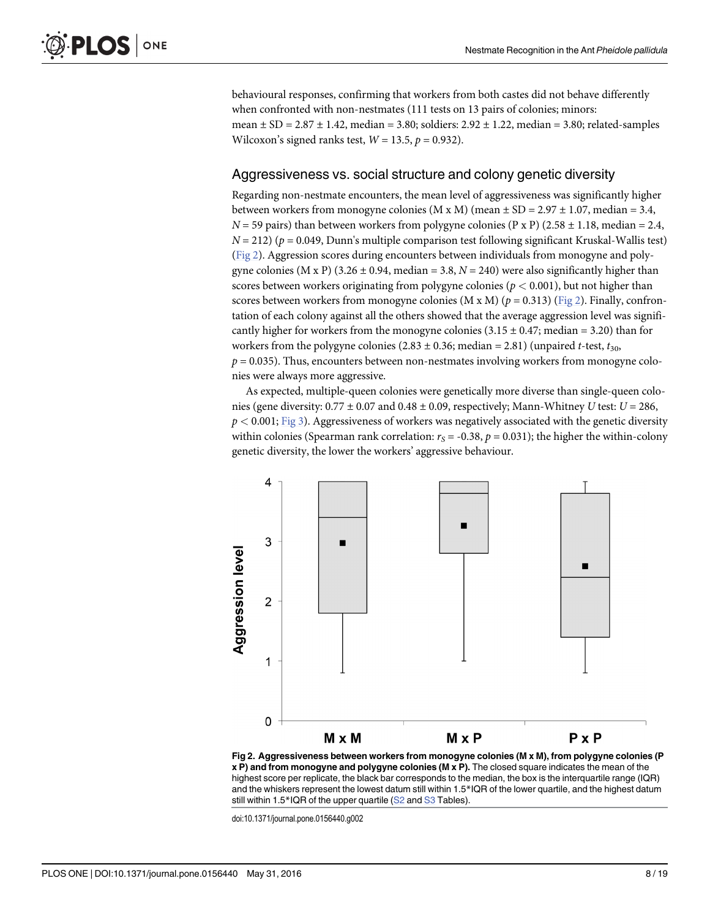behavioural responses, confirming that workers from both castes did not behave differently when confronted with non-nestmates (111 tests on 13 pairs of colonies; minors: mean ± SD = 2.87 ± 1.42, median = 3.80; soldiers: 2.92 ± 1.22, median = 3.80; related-samples Wilcoxon's signed ranks test, $W = 13.5$, $p = 0.932$).

## Aggressiveness vs. social structure and colony genetic diversity

Regarding non-nestmate encounters, the mean level of aggressiveness was significantly higher between workers from monogyne colonies (M x M) (mean ± SD = 2.97 ± 1.07, median = 3.4, $N = 59$ pairs) than between workers from polygyne colonies (P x P) (2.58 ± 1.18, median = 2.4, $N = 212$) ($p = 0.049$, Dunn's multiple comparison test following significant Kruskal-Wallis test) (Fig 2). Aggression scores during encounters between individuals from monogyne and polygyne colonies (M x P) (3.26 ± 0.94, median = 3.8, $N = 240$) were also significantly higher than scores between workers originating from polygyne colonies ($p < 0.001$), but not higher than scores between workers from monogyne colonies (M x M) ($p = 0.313$) (Fig 2). Finally, confrontation of each colony against all the others showed that the average aggression level was significantly higher for workers from the monogyne colonies (3.15 ± 0.47; median = 3.20) than for workers from the polygyne colonies (2.83 ± 0.36; median = 2.81) (unpaired *t*-test, $t_{30}$, $p = 0.035$). Thus, encounters between non-nestmates involving workers from monogyne colonies were always more aggressive.

As expected, multiple-queen colonies were genetically more diverse than single-queen colonies (gene diversity: 0.77 ± 0.07 and 0.48 ± 0.09, respectively; Mann-Whitney *U* test: $U = 286$, $p < 0.001$; Fig 3). Aggressiveness of workers was negatively associated with the genetic diversity within colonies (Spearman rank correlation: $r_S = -0.38$, $p = 0.031$); the higher the within-colony genetic diversity, the lower the workers' aggressive behaviour.

**Fig 2. Aggressiveness between workers from monogyne colonies (M x M), from polygyne colonies (P x P) and from monogyne and polygyne colonies (M x P).** The closed square indicates the mean of the highest score per replicate, the black bar corresponds to the median, the box is the interquartile range (IQR) and the whiskers represent the lowest datum still within 1.5*IQR of the lower quartile, and the highest datum still within 1.5*IQR of the upper quartile (S2 and S3 Tables).

doi:10.1371/journal.pone.0156440.g002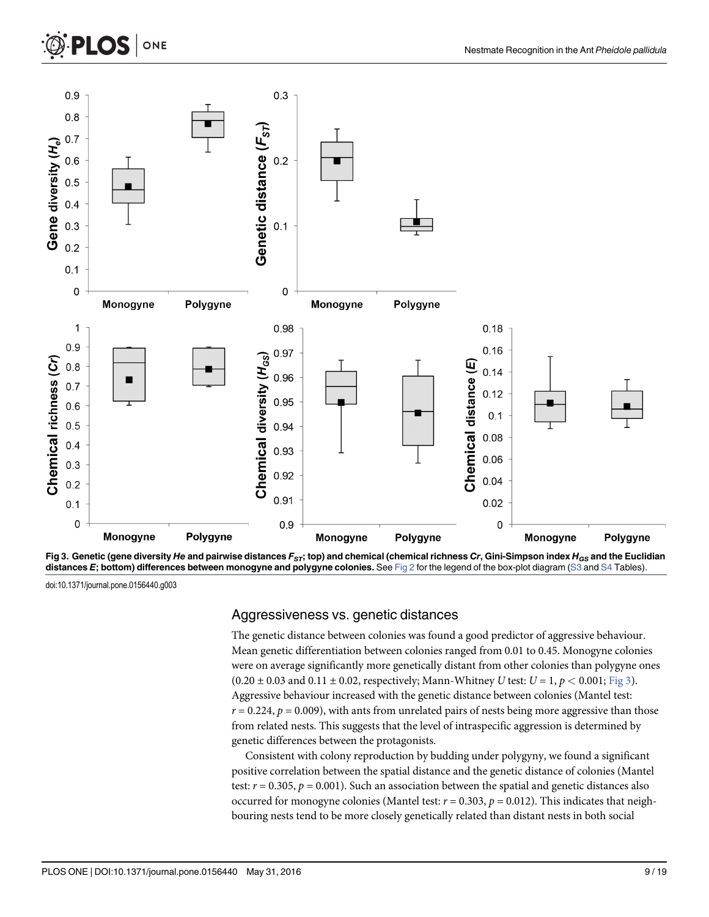**Fig 3. Genetic (gene diversity *He* and pairwise distances $F_{ST}$; top) and chemical (chemical richness *Cr*, Gini-Simpson index $H_{GS}$ and the Euclidian distances *E*; bottom) differences between monogyne and polygyne colonies.** See Fig 2 for the legend of the box-plot diagram (S3 and S4 Tables).

doi:10.1371/journal.pone.0156440.g003

## Aggressiveness vs. genetic distances

The genetic distance between colonies was found a good predictor of aggressive behaviour. Mean genetic differentiation between colonies ranged from 0.01 to 0.45. Monogyne colonies were on average significantly more genetically distant from other colonies than polygyne ones ($0.20 \pm 0.03$ and $0.11 \pm 0.02$, respectively; Mann-Whitney *U* test: $U = 1$, $p < 0.001$; Fig 3). Aggressive behaviour increased with the genetic distance between colonies (Mantel test: $r = 0.224$, $p = 0.009$), with ants from unrelated pairs of nests being more aggressive than those from related nests. This suggests that the level of intraspecific aggression is determined by genetic differences between the protagonists.

Consistent with colony reproduction by budding under polygyny, we found a significant positive correlation between the spatial distance and the genetic distance of colonies (Mantel test: $r = 0.305$, $p = 0.001$). Such an association between the spatial and genetic distances also occurred for monogyne colonies (Mantel test: $r = 0.303$, $p = 0.012$). This indicates that neighbouring nests tend to be more closely genetically related than distant nests in both social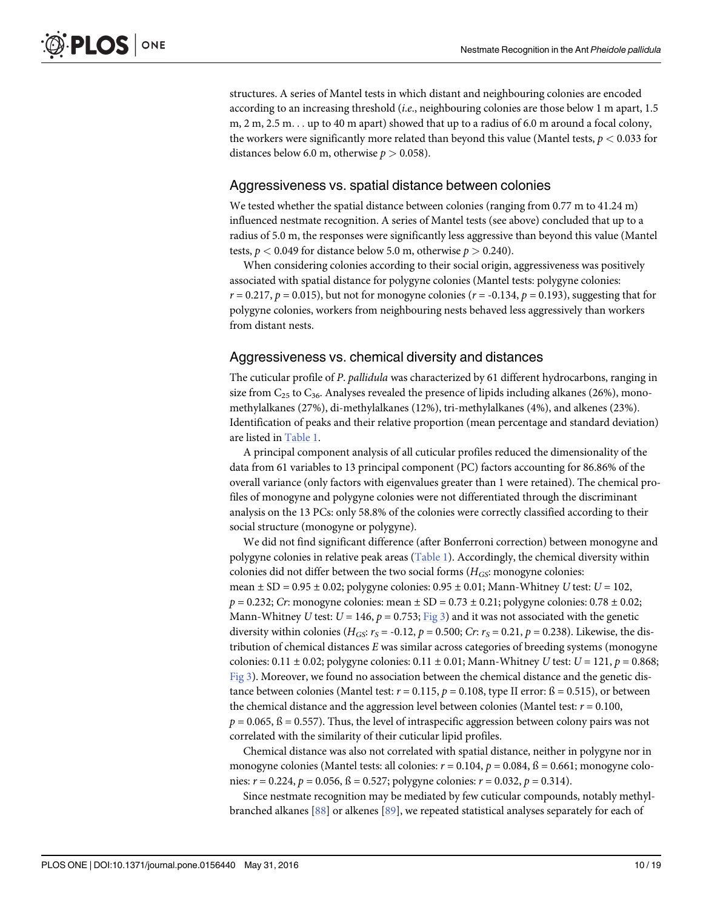structures. A series of Mantel tests in which distant and neighbouring colonies are encoded according to an increasing threshold (*i.e.*, neighbouring colonies are those below 1 m apart, 1.5 m, 2 m, 2.5 m. . . up to 40 m apart) showed that up to a radius of 6.0 m around a focal colony, the workers were significantly more related than beyond this value (Mantel tests, $p < 0.033$ for distances below 6.0 m, otherwise $p > 0.058$).

## Aggressiveness vs. spatial distance between colonies

We tested whether the spatial distance between colonies (ranging from 0.77 m to 41.24 m) influenced nestmate recognition. A series of Mantel tests (see above) concluded that up to a radius of 5.0 m, the responses were significantly less aggressive than beyond this value (Mantel tests, $p < 0.049$ for distance below 5.0 m, otherwise $p > 0.240$).

When considering colonies according to their social origin, aggressiveness was positively associated with spatial distance for polygyne colonies (Mantel tests: polygyne colonies: $r = 0.217$, $p = 0.015$), but not for monogyne colonies ($r = -0.134$, $p = 0.193$), suggesting that for polygyne colonies, workers from neighbouring nests behaved less aggressively than workers from distant nests.

## Aggressiveness vs. chemical diversity and distances

The cuticular profile of *P. pallidula* was characterized by 61 different hydrocarbons, ranging in size from $C_{25}$ to $C_{36}$. Analyses revealed the presence of lipids including alkanes (26%), mono-methylalkanes (27%), di-methylalkanes (12%), tri-methylalkanes (4%), and alkenes (23%). Identification of peaks and their relative proportion (mean percentage and standard deviation) are listed in Table 1.

A principal component analysis of all cuticular profiles reduced the dimensionality of the data from 61 variables to 13 principal component (PC) factors accounting for 86.86% of the overall variance (only factors with eigenvalues greater than 1 were retained). The chemical profiles of monogyne and polygyne colonies were not differentiated through the discriminant analysis on the 13 PCs: only 58.8% of the colonies were correctly classified according to their social structure (monogyne or polygyne).

We did not find significant difference (after Bonferroni correction) between monogyne and polygyne colonies in relative peak areas (Table 1). Accordingly, the chemical diversity within colonies did not differ between the two social forms ($H_{GS}$: monogyne colonies: mean ± SD = 0.95 ± 0.02; polygyne colonies: 0.95 ± 0.01; Mann-Whitney *U* test: $U = 102$, $p = 0.232$; *Cr*: monogyne colonies: mean ± SD = 0.73 ± 0.21; polygyne colonies: 0.78 ± 0.02; Mann-Whitney *U* test: $U = 146$, $p = 0.753$; Fig 3) and it was not associated with the genetic diversity within colonies ($H_{GS}$: $r_S = -0.12$, $p = 0.500$; *Cr*: $r_S = 0.21$, $p = 0.238$). Likewise, the distribution of chemical distances *E* was similar across categories of breeding systems (monogyne colonies: 0.11 ± 0.02; polygyne colonies: 0.11 ± 0.01; Mann-Whitney *U* test: $U = 121$, $p = 0.868$; Fig 3). Moreover, we found no association between the chemical distance and the genetic distance between colonies (Mantel test: $r = 0.115$, $p = 0.108$, type II error: ß = 0.515), or between the chemical distance and the aggression level between colonies (Mantel test: $r = 0.100$, $p = 0.065$, ß = 0.557). Thus, the level of intraspecific aggression between colony pairs was not correlated with the similarity of their cuticular lipid profiles.

Chemical distance was also not correlated with spatial distance, neither in polygyne nor in monogyne colonies (Mantel tests: all colonies: $r = 0.104$, $p = 0.084$, ß = 0.661; monogyne colonies: $r = 0.224$, $p = 0.056$, ß = 0.527; polygyne colonies: $r = 0.032$, $p = 0.314$).

Since nestmate recognition may be mediated by few cuticular compounds, notably methyl-branched alkanes [88] or alkenes [89], we repeated statistical analyses separately for each of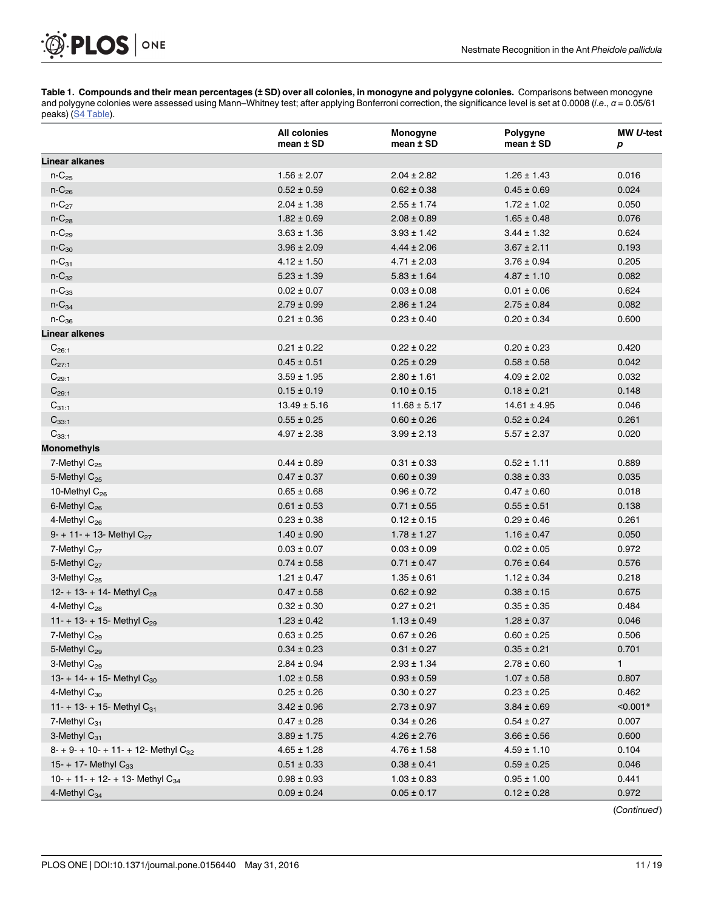**Table 1. Compounds and their mean percentages (± SD) over all colonies, in monogyne and polygyne colonies.** Comparisons between monogyne and polygyne colonies were assessed using Mann–Whitney test; after applying Bonferroni correction, the significance level is set at 0.0008 (*i.e.*, $\alpha = 0.05/61$ peaks) (S4 Table).

| | All colonies mean ± SD | Monogyne mean ± SD | Polygyne mean ± SD | MW *U*-test *p* |
|---|---|---|---|---|
| **Linear alkanes** | | | | |
| n-$C_{25}$ | 1.56 ± 2.07 | 2.04 ± 2.82 | 1.26 ± 1.43 | 0.016 |
| n-$C_{26}$ | 0.52 ± 0.59 | 0.62 ± 0.38 | 0.45 ± 0.69 | 0.024 |
| n-$C_{27}$ | 2.04 ± 1.38 | 2.55 ± 1.74 | 1.72 ± 1.02 | 0.050 |
| n-$C_{28}$ | 1.82 ± 0.69 | 2.08 ± 0.89 | 1.65 ± 0.48 | 0.076 |
| n-$C_{29}$ | 3.63 ± 1.36 | 3.93 ± 1.42 | 3.44 ± 1.32 | 0.624 |
| n-$C_{30}$ | 3.96 ± 2.09 | 4.44 ± 2.06 | 3.67 ± 2.11 | 0.193 |
| n-$C_{31}$ | 4.12 ± 1.50 | 4.71 ± 2.03 | 3.76 ± 0.94 | 0.205 |
| n-$C_{32}$ | 5.23 ± 1.39 | 5.83 ± 1.64 | 4.87 ± 1.10 | 0.082 |
| n-$C_{33}$ | 0.02 ± 0.07 | 0.03 ± 0.08 | 0.01 ± 0.06 | 0.624 |
| n-$C_{34}$ | 2.79 ± 0.99 | 2.86 ± 1.24 | 2.75 ± 0.84 | 0.082 |
| n-$C_{36}$ | 0.21 ± 0.36 | 0.23 ± 0.40 | 0.20 ± 0.34 | 0.600 |
| **Linear alkenes** | | | | |
| $C_{26:1}$ | 0.21 ± 0.22 | 0.22 ± 0.22 | 0.20 ± 0.23 | 0.420 |
| $C_{27:1}$ | 0.45 ± 0.51 | 0.25 ± 0.29 | 0.58 ± 0.58 | 0.042 |
| $C_{29:1}$ | 3.59 ± 1.95 | 2.80 ± 1.61 | 4.09 ± 2.02 | 0.032 |
| $C_{29:1}$ | 0.15 ± 0.19 | 0.10 ± 0.15 | 0.18 ± 0.21 | 0.148 |
| $C_{31:1}$ | 13.49 ± 5.16 | 11.68 ± 5.17 | 14.61 ± 4.95 | 0.046 |
| $C_{33:1}$ | 0.55 ± 0.25 | 0.60 ± 0.26 | 0.52 ± 0.24 | 0.261 |
| $C_{33:1}$ | 4.97 ± 2.38 | 3.99 ± 2.13 | 5.57 ± 2.37 | 0.020 |
| **Monomethyls** | | | | |
| 7-Methyl $C_{25}$ | 0.44 ± 0.89 | 0.31 ± 0.33 | 0.52 ± 1.11 | 0.889 |
| 5-Methyl $C_{25}$ | 0.47 ± 0.37 | 0.60 ± 0.39 | 0.38 ± 0.33 | 0.035 |
| 10-Methyl $C_{26}$ | 0.65 ± 0.68 | 0.96 ± 0.72 | 0.47 ± 0.60 | 0.018 |
| 6-Methyl $C_{26}$ | 0.61 ± 0.53 | 0.71 ± 0.55 | 0.55 ± 0.51 | 0.138 |
| 4-Methyl $C_{26}$ | 0.23 ± 0.38 | 0.12 ± 0.15 | 0.29 ± 0.46 | 0.261 |
| 9- + 11- + 13- Methyl $C_{27}$ | 1.40 ± 0.90 | 1.78 ± 1.27 | 1.16 ± 0.47 | 0.050 |
| 7-Methyl $C_{27}$ | 0.03 ± 0.07 | 0.03 ± 0.09 | 0.02 ± 0.05 | 0.972 |
| 5-Methyl $C_{27}$ | 0.74 ± 0.58 | 0.71 ± 0.47 | 0.76 ± 0.64 | 0.576 |
| 3-Methyl $C_{25}$ | 1.21 ± 0.47 | 1.35 ± 0.61 | 1.12 ± 0.34 | 0.218 |
| 12- + 13- + 14- Methyl $C_{28}$ | 0.47 ± 0.58 | 0.62 ± 0.92 | 0.38 ± 0.15 | 0.675 |
| 4-Methyl $C_{28}$ | 0.32 ± 0.30 | 0.27 ± 0.21 | 0.35 ± 0.35 | 0.484 |
| 11- + 13- + 15- Methyl $C_{29}$ | 1.23 ± 0.42 | 1.13 ± 0.49 | 1.28 ± 0.37 | 0.046 |
| 7-Methyl $C_{29}$ | 0.63 ± 0.25 | 0.67 ± 0.26 | 0.60 ± 0.25 | 0.506 |
| 5-Methyl $C_{29}$ | 0.34 ± 0.23 | 0.31 ± 0.27 | 0.35 ± 0.21 | 0.701 |
| 3-Methyl $C_{29}$ | 2.84 ± 0.94 | 2.93 ± 1.34 | 2.78 ± 0.60 | 1 |
| 13- + 14- + 15- Methyl $C_{30}$ | 1.02 ± 0.58 | 0.93 ± 0.59 | 1.07 ± 0.58 | 0.807 |
| 4-Methyl $C_{30}$ | 0.25 ± 0.26 | 0.30 ± 0.27 | 0.23 ± 0.25 | 0.462 |
| 11- + 13- + 15- Methyl $C_{31}$ | 3.42 ± 0.96 | 2.73 ± 0.97 | 3.84 ± 0.69 | <0.001* |
| 7-Methyl $C_{31}$ | 0.47 ± 0.28 | 0.34 ± 0.26 | 0.54 ± 0.27 | 0.007 |
| 3-Methyl $C_{31}$ | 3.89 ± 1.75 | 4.26 ± 2.76 | 3.66 ± 0.56 | 0.600 |
| 8- + 9- + 10- + 11- + 12- Methyl $C_{32}$ | 4.65 ± 1.28 | 4.76 ± 1.58 | 4.59 ± 1.10 | 0.104 |
| 15- + 17- Methyl $C_{33}$ | 0.51 ± 0.33 | 0.38 ± 0.41 | 0.59 ± 0.25 | 0.046 |
| 10- + 11- + 12- + 13- Methyl $C_{34}$ | 0.98 ± 0.93 | 1.03 ± 0.83 | 0.95 ± 1.00 | 0.441 |
| 4-Methyl $C_{34}$ | 0.09 ± 0.24 | 0.05 ± 0.17 | 0.12 ± 0.28 | 0.972 |

(*Continued*)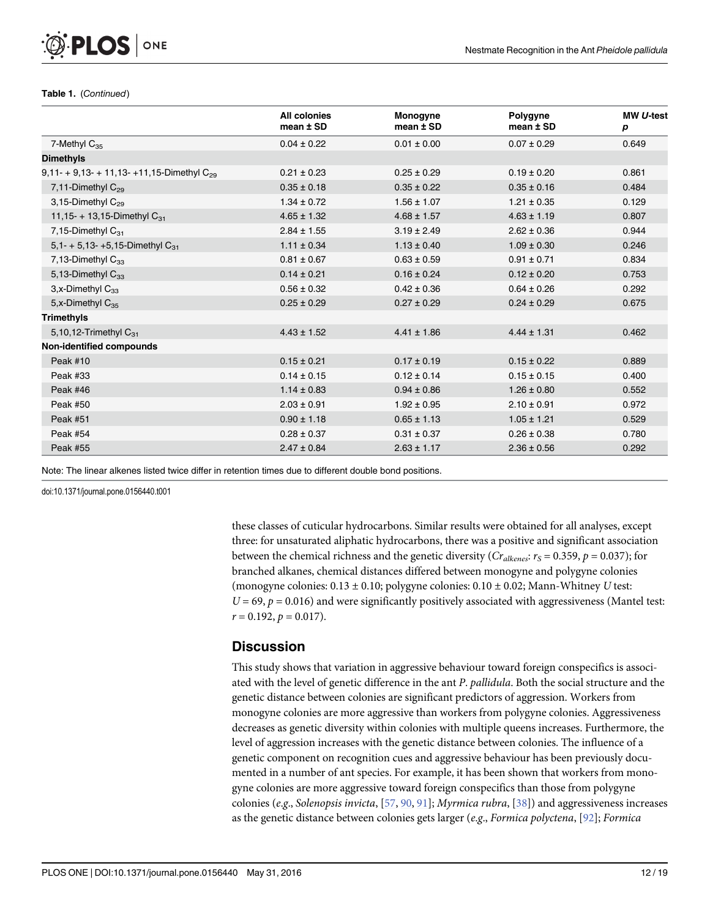Table 1. (*Continued*)

| | All colonies mean ± SD | Monogyne mean ± SD | Polygyne mean ± SD | MW *U*-test *p* |
|---|---|---|---|---|
| 7-Methyl $C_{35}$ | 0.04 ± 0.22 | 0.01 ± 0.00 | 0.07 ± 0.29 | 0.649 |
| **Dimethyls** | | | | |
| 9,11- + 9,13- + 11,13- +11,15-Dimethyl $C_{29}$ | 0.21 ± 0.23 | 0.25 ± 0.29 | 0.19 ± 0.20 | 0.861 |
| 7,11-Dimethyl $C_{29}$ | 0.35 ± 0.18 | 0.35 ± 0.22 | 0.35 ± 0.16 | 0.484 |
| 3,15-Dimethyl $C_{29}$ | 1.34 ± 0.72 | 1.56 ± 1.07 | 1.21 ± 0.35 | 0.129 |
| 11,15- + 13,15-Dimethyl $C_{31}$ | 4.65 ± 1.32 | 4.68 ± 1.57 | 4.63 ± 1.19 | 0.807 |
| 7,15-Dimethyl $C_{31}$ | 2.84 ± 1.55 | 3.19 ± 2.49 | 2.62 ± 0.36 | 0.944 |
| 5,1- + 5,13- +5,15-Dimethyl $C_{31}$ | 1.11 ± 0.34 | 1.13 ± 0.40 | 1.09 ± 0.30 | 0.246 |
| 7,13-Dimethyl $C_{33}$ | 0.81 ± 0.67 | 0.63 ± 0.59 | 0.91 ± 0.71 | 0.834 |
| 5,13-Dimethyl $C_{33}$ | 0.14 ± 0.21 | 0.16 ± 0.24 | 0.12 ± 0.20 | 0.753 |
| 3,x-Dimethyl $C_{33}$ | 0.56 ± 0.32 | 0.42 ± 0.36 | 0.64 ± 0.26 | 0.292 |
| 5,x-Dimethyl $C_{35}$ | 0.25 ± 0.29 | 0.27 ± 0.29 | 0.24 ± 0.29 | 0.675 |
| **Trimethyls** | | | | |
| 5,10,12-Trimethyl $C_{31}$ | 4.43 ± 1.52 | 4.41 ± 1.86 | 4.44 ± 1.31 | 0.462 |
| **Non-identified compounds** | | | | |
| Peak #10 | 0.15 ± 0.21 | 0.17 ± 0.19 | 0.15 ± 0.22 | 0.889 |
| Peak #33 | 0.14 ± 0.15 | 0.12 ± 0.14 | 0.15 ± 0.15 | 0.400 |
| Peak #46 | 1.14 ± 0.83 | 0.94 ± 0.86 | 1.26 ± 0.80 | 0.552 |
| Peak #50 | 2.03 ± 0.91 | 1.92 ± 0.95 | 2.10 ± 0.91 | 0.972 |
| Peak #51 | 0.90 ± 1.18 | 0.65 ± 1.13 | 1.05 ± 1.21 | 0.529 |
| Peak #54 | 0.28 ± 0.37 | 0.31 ± 0.37 | 0.26 ± 0.38 | 0.780 |
| Peak #55 | 2.47 ± 0.84 | 2.63 ± 1.17 | 2.36 ± 0.56 | 0.292 |

Note: The linear alkenes listed twice differ in retention times due to different double bond positions.

doi:10.1371/journal.pone.0156440.t001

these classes of cuticular hydrocarbons. Similar results were obtained for all analyses, except three: for unsaturated aliphatic hydrocarbons, there was a positive and significant association between the chemical richness and the genetic diversity ($Cr_{alkenes}$: $r_S = 0.359$, $p = 0.037$); for branched alkanes, chemical distances differed between monogyne and polygyne colonies (monogyne colonies: 0.13 ± 0.10; polygyne colonies: 0.10 ± 0.02; Mann-Whitney *U* test: $U = 69$, $p = 0.016$) and were significantly positively associated with aggressiveness (Mantel test: $r = 0.192$, $p = 0.017$).

## Discussion

This study shows that variation in aggressive behaviour toward foreign conspecifics is associated with the level of genetic difference in the ant *P. pallidula*. Both the social structure and the genetic distance between colonies are significant predictors of aggression. Workers from monogyne colonies are more aggressive than workers from polygyne colonies. Aggressiveness decreases as genetic diversity within colonies with multiple queens increases. Furthermore, the level of aggression increases with the genetic distance between colonies. The influence of a genetic component on recognition cues and aggressive behaviour has been previously documented in a number of ant species. For example, it has been shown that workers from monogyne colonies are more aggressive toward foreign conspecifics than those from polygyne colonies (*e.g.*, *Solenopsis invicta*, [57, 90, 91]; *Myrmica rubra*, [38]) and aggressiveness increases as the genetic distance between colonies gets larger (*e.g.*, *Formica polyctena*, [92]; *Formica*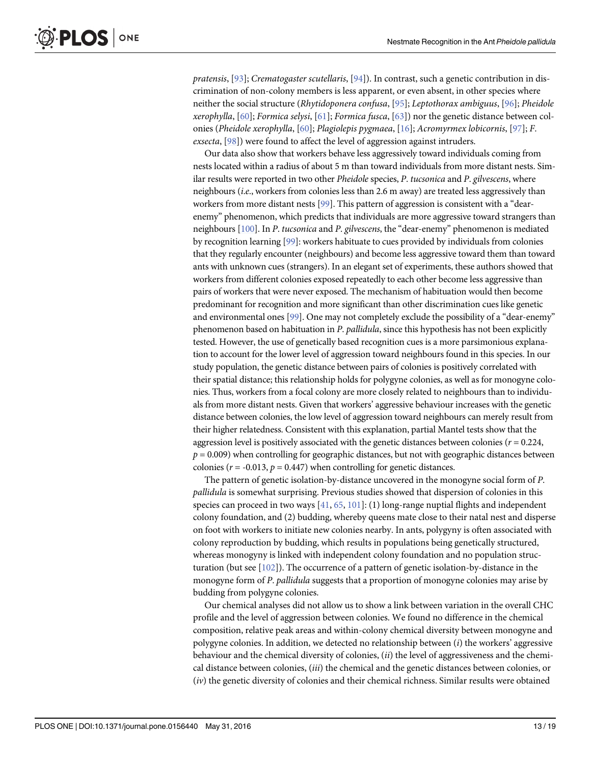*pratensis*, [93]; *Crematogaster scutellaris*, [94]). In contrast, such a genetic contribution in discrimination of non-colony members is less apparent, or even absent, in other species where neither the social structure (*Rhytidoponera confusa*, [95]; *Leptothorax ambiguus*, [96]; *Pheidole xerophylla*, [60]; *Formica selysi*, [61]; *Formica fusca*, [63]) nor the genetic distance between colonies (*Pheidole xerophylla*, [60]; *Plagiolepis pygmaea*, [16]; *Acromyrmex lobicornis*, [97]; *F. exsecta*, [98]) were found to affect the level of aggression against intruders.

Our data also show that workers behave less aggressively toward individuals coming from nests located within a radius of about 5 m than toward individuals from more distant nests. Similar results were reported in two other *Pheidole* species, *P. tucsonica* and *P. gilvescens*, where neighbours (*i.e.*, workers from colonies less than 2.6 m away) are treated less aggressively than workers from more distant nests [99]. This pattern of aggression is consistent with a "dear-enemy" phenomenon, which predicts that individuals are more aggressive toward strangers than neighbours [100]. In *P. tucsonica* and *P. gilvescens*, the "dear-enemy" phenomenon is mediated by recognition learning [99]: workers habituate to cues provided by individuals from colonies that they regularly encounter (neighbours) and become less aggressive toward them than toward ants with unknown cues (strangers). In an elegant set of experiments, these authors showed that workers from different colonies exposed repeatedly to each other become less aggressive than pairs of workers that were never exposed. The mechanism of habituation would then become predominant for recognition and more significant than other discrimination cues like genetic and environmental ones [99]. One may not completely exclude the possibility of a "dear-enemy" phenomenon based on habituation in *P. pallidula*, since this hypothesis has not been explicitly tested. However, the use of genetically based recognition cues is a more parsimonious explanation to account for the lower level of aggression toward neighbours found in this species. In our study population, the genetic distance between pairs of colonies is positively correlated with their spatial distance; this relationship holds for polygyne colonies, as well as for monogyne colonies. Thus, workers from a focal colony are more closely related to neighbours than to individuals from more distant nests. Given that workers' aggressive behaviour increases with the genetic distance between colonies, the low level of aggression toward neighbours can merely result from their higher relatedness. Consistent with this explanation, partial Mantel tests show that the aggression level is positively associated with the genetic distances between colonies ($r = 0.224$, $p = 0.009$) when controlling for geographic distances, but not with geographic distances between colonies ($r = -0.013$, $p = 0.447$) when controlling for genetic distances.

The pattern of genetic isolation-by-distance uncovered in the monogyne social form of *P. pallidula* is somewhat surprising. Previous studies showed that dispersion of colonies in this species can proceed in two ways [41, 65, 101]: (1) long-range nuptial flights and independent colony foundation, and (2) budding, whereby queens mate close to their natal nest and disperse on foot with workers to initiate new colonies nearby. In ants, polygyny is often associated with colony reproduction by budding, which results in populations being genetically structured, whereas monogyny is linked with independent colony foundation and no population structuration (but see [102]). The occurrence of a pattern of genetic isolation-by-distance in the monogyne form of *P. pallidula* suggests that a proportion of monogyne colonies may arise by budding from polygyne colonies.

Our chemical analyses did not allow us to show a link between variation in the overall CHC profile and the level of aggression between colonies. We found no difference in the chemical composition, relative peak areas and within-colony chemical diversity between monogyne and polygyne colonies. In addition, we detected no relationship between (*i*) the workers' aggressive behaviour and the chemical diversity of colonies, (*ii*) the level of aggressiveness and the chemical distance between colonies, (*iii*) the chemical and the genetic distances between colonies, or (*iv*) the genetic diversity of colonies and their chemical richness. Similar results were obtained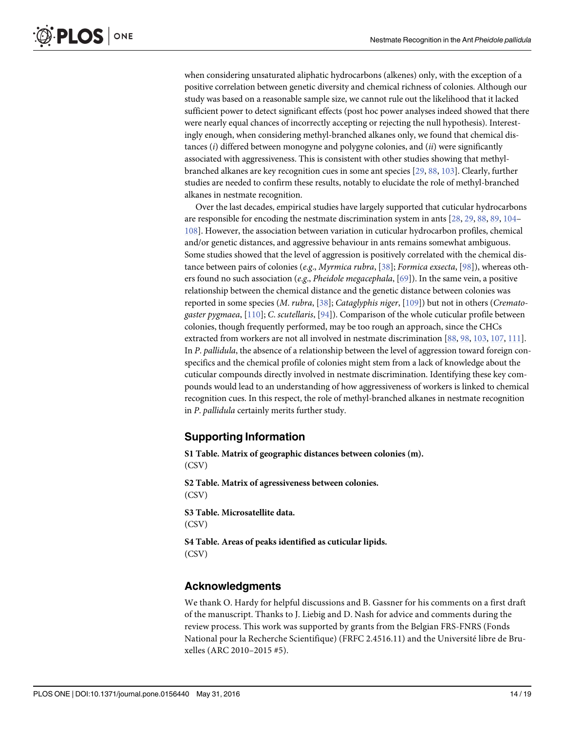when considering unsaturated aliphatic hydrocarbons (alkenes) only, with the exception of a positive correlation between genetic diversity and chemical richness of colonies. Although our study was based on a reasonable sample size, we cannot rule out the likelihood that it lacked sufficient power to detect significant effects (post hoc power analyses indeed showed that there were nearly equal chances of incorrectly accepting or rejecting the null hypothesis). Interestingly enough, when considering methyl-branched alkanes only, we found that chemical distances (*i*) differed between monogyne and polygyne colonies, and (*ii*) were significantly associated with aggressiveness. This is consistent with other studies showing that methyl-branched alkanes are key recognition cues in some ant species [29, 88, 103]. Clearly, further studies are needed to confirm these results, notably to elucidate the role of methyl-branched alkanes in nestmate recognition.

Over the last decades, empirical studies have largely supported that cuticular hydrocarbons are responsible for encoding the nestmate discrimination system in ants [28, 29, 88, 89, 104–108]. However, the association between variation in cuticular hydrocarbon profiles, chemical and/or genetic distances, and aggressive behaviour in ants remains somewhat ambiguous. Some studies showed that the level of aggression is positively correlated with the chemical distance between pairs of colonies (*e.g.*, *Myrmica rubra*, [38]; *Formica exsecta*, [98]), whereas others found no such association (*e.g.*, *Pheidole megacephala*, [69]). In the same vein, a positive relationship between the chemical distance and the genetic distance between colonies was reported in some species (*M. rubra*, [38]; *Cataglyphis niger*, [109]) but not in others (*Crematogaster pygmaea*, [110]; *C. scutellaris*, [94]). Comparison of the whole cuticular profile between colonies, though frequently performed, may be too rough an approach, since the CHCs extracted from workers are not all involved in nestmate discrimination [88, 98, 103, 107, 111]. In *P. pallidula*, the absence of a relationship between the level of aggression toward foreign conspecifics and the chemical profile of colonies might stem from a lack of knowledge about the cuticular compounds directly involved in nestmate discrimination. Identifying these key compounds would lead to an understanding of how aggressiveness of workers is linked to chemical recognition cues. In this respect, the role of methyl-branched alkanes in nestmate recognition in *P. pallidula* certainly merits further study.

## Supporting Information

**S1 Table. Matrix of geographic distances between colonies (m).**
(CSV)

**S2 Table. Matrix of agressiveness between colonies.**
(CSV)

**S3 Table. Microsatellite data.**
(CSV)

**S4 Table. Areas of peaks identified as cuticular lipids.**
(CSV)

## Acknowledgments

We thank O. Hardy for helpful discussions and B. Gassner for his comments on a first draft of the manuscript. Thanks to J. Liebig and D. Nash for advice and comments during the review process. This work was supported by grants from the Belgian FRS-FNRS (Fonds National pour la Recherche Scientifique) (FRFC 2.4516.11) and the Université libre de Bruxelles (ARC 2010–2015 #5).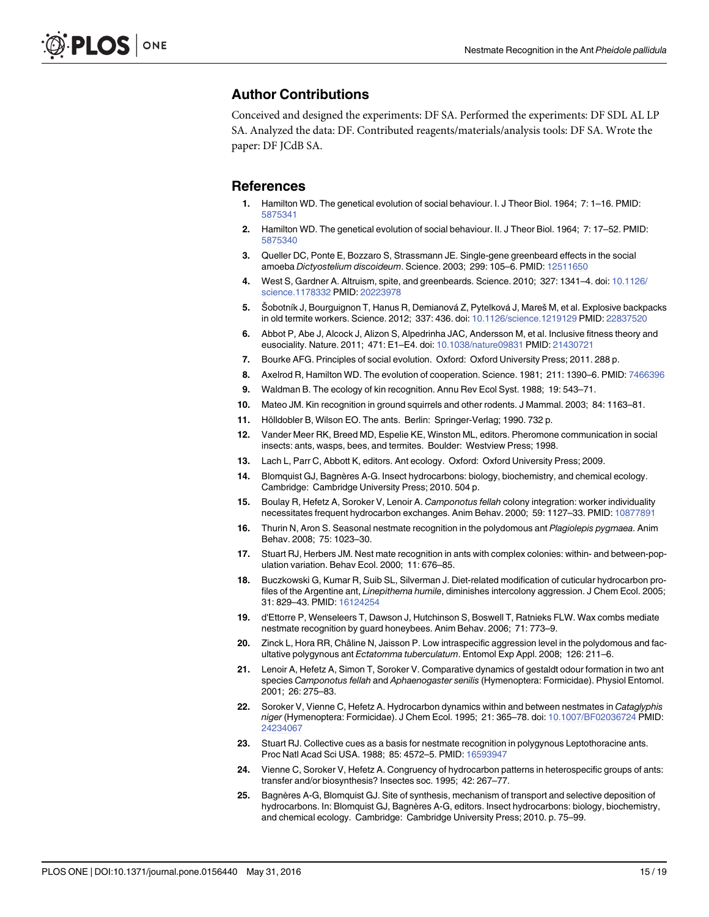## Author Contributions

Conceived and designed the experiments: DF SA. Performed the experiments: DF SDL AL LP SA. Analyzed the data: DF. Contributed reagents/materials/analysis tools: DF SA. Wrote the paper: DF JCdB SA.

## References

1. Hamilton WD. The genetical evolution of social behaviour. I. J Theor Biol. 1964; 7: 1–16. PMID: 5875341
2. Hamilton WD. The genetical evolution of social behaviour. II. J Theor Biol. 1964; 7: 17–52. PMID: 5875340
3. Queller DC, Ponte E, Bozzaro S, Strassmann JE. Single-gene greenbeard effects in the social amoeba *Dictyostelium discoideum*. Science. 2003; 299: 105–6. PMID: 12511650
4. West S, Gardner A. Altruism, spite, and greenbeards. Science. 2010; 327: 1341–4. doi: 10.1126/science.1178332 PMID: 20223978
5. Šobotník J, Bourguignon T, Hanus R, Demianová Z, Pytelková J, Mareš M, et al. Explosive backpacks in old termite workers. Science. 2012; 337: 436. doi: 10.1126/science.1219129 PMID: 22837520
6. Abbot P, Abe J, Alcock J, Alizon S, Alpedrinha JAC, Andersson M, et al. Inclusive fitness theory and eusociality. Nature. 2011; 471: E1–E4. doi: 10.1038/nature09831 PMID: 21430721
7. Bourke AFG. Principles of social evolution. Oxford: Oxford University Press; 2011. 288 p.
8. Axelrod R, Hamilton WD. The evolution of cooperation. Science. 1981; 211: 1390–6. PMID: 7466396
9. Waldman B. The ecology of kin recognition. Annu Rev Ecol Syst. 1988; 19: 543–71.
10. Mateo JM. Kin recognition in ground squirrels and other rodents. J Mammal. 2003; 84: 1163–81.
11. Hölldobler B, Wilson EO. The ants. Berlin: Springer-Verlag; 1990. 732 p.
12. Vander Meer RK, Breed MD, Espelie KE, Winston ML, editors. Pheromone communication in social insects: ants, wasps, bees, and termites. Boulder: Westview Press; 1998.
13. Lach L, Parr C, Abbott K, editors. Ant ecology. Oxford: Oxford University Press; 2009.
14. Blomquist GJ, Bagnères A-G. Insect hydrocarbons: biology, biochemistry, and chemical ecology. Cambridge: Cambridge University Press; 2010. 504 p.
15. Boulay R, Hefetz A, Soroker V, Lenoir A. *Camponotus fellah* colony integration: worker individuality necessitates frequent hydrocarbon exchanges. Anim Behav. 2000; 59: 1127–33. PMID: 10877891
16. Thurin N, Aron S. Seasonal nestmate recognition in the polydomous ant *Plagiolepis pygmaea*. Anim Behav. 2008; 75: 1023–30.
17. Stuart RJ, Herbers JM. Nest mate recognition in ants with complex colonies: within- and between-population variation. Behav Ecol. 2000; 11: 676–85.
18. Buczkowski G, Kumar R, Suib SL, Silverman J. Diet-related modification of cuticular hydrocarbon profiles of the Argentine ant, *Linepithema humile*, diminishes intercolony aggression. J Chem Ecol. 2005; 31: 829–43. PMID: 16124254
19. d'Ettorre P, Wenseleers T, Dawson J, Hutchinson S, Boswell T, Ratnieks FLW. Wax combs mediate nestmate recognition by guard honeybees. Anim Behav. 2006; 71: 773–9.
20. Zinck L, Hora RR, Châline N, Jaisson P. Low intraspecific aggression level in the polydomous and facultative polygynous ant *Ectatomma tuberculatum*. Entomol Exp Appl. 2008; 126: 211–6.
21. Lenoir A, Hefetz A, Simon T, Soroker V. Comparative dynamics of gestaldt odour formation in two ant species *Camponotus fellah* and *Aphaenogaster senilis* (Hymenoptera: Formicidae). Physiol Entomol. 2001; 26: 275–83.
22. Soroker V, Vienne C, Hefetz A. Hydrocarbon dynamics within and between nestmates in *Cataglyphis niger* (Hymenoptera: Formicidae). J Chem Ecol. 1995; 21: 365–78. doi: 10.1007/BF02036724 PMID: 24234067
23. Stuart RJ. Collective cues as a basis for nestmate recognition in polygynous Leptothoracine ants. Proc Natl Acad Sci USA. 1988; 85: 4572–5. PMID: 16593947
24. Vienne C, Soroker V, Hefetz A. Congruency of hydrocarbon patterns in heterospecific groups of ants: transfer and/or biosynthesis? Insectes soc. 1995; 42: 267–77.
25. Bagnères A-G, Blomquist GJ. Site of synthesis, mechanism of transport and selective deposition of hydrocarbons. In: Blomquist GJ, Bagnères A-G, editors. Insect hydrocarbons: biology, biochemistry, and chemical ecology. Cambridge: Cambridge University Press; 2010. p. 75–99.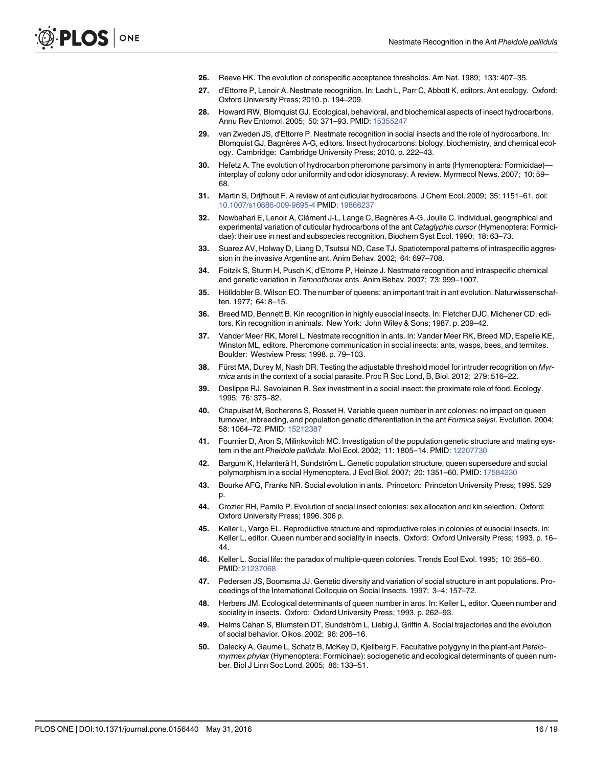26. Reeve HK. The evolution of conspecific acceptance thresholds. Am Nat. 1989; 133: 407–35.
27. d'Ettorre P, Lenoir A. Nestmate recognition. In: Lach L, Parr C, Abbott K, editors. Ant ecology. Oxford: Oxford University Press; 2010. p. 194–209.
28. Howard RW, Blomquist GJ. Ecological, behavioral, and biochemical aspects of insect hydrocarbons. Annu Rev Entomol. 2005; 50: 371–93. PMID: 15355247
29. van Zweden JS, d'Ettorre P. Nestmate recognition in social insects and the role of hydrocarbons. In: Blomquist GJ, Bagnères A-G, editors. Insect hydrocarbons: biology, biochemistry, and chemical ecology. Cambridge: Cambridge University Press; 2010. p. 222–43.
30. Hefetz A. The evolution of hydrocarbon pheromone parsimony in ants (Hymenoptera: Formicidae)—interplay of colony odor uniformity and odor idiosyncrasy. A review. Myrmecol News. 2007; 10: 59–68.
31. Martin S, Drijfhout F. A review of ant cuticular hydrocarbons. J Chem Ecol. 2009; 35: 1151–61. doi: 10.1007/s10886-009-9695-4 PMID: 19866237
32. Nowbahari E, Lenoir A, Clément J-L, Lange C, Bagnères A-G, Joulie C. Individual, geographical and experimental variation of cuticular hydrocarbons of the ant *Cataglyphis cursor* (Hymenoptera: Formicidae): their use in nest and subspecies recognition. Biochem Syst Ecol. 1990; 18: 63–73.
33. Suarez AV, Holway D, Liang D, Tsutsui ND, Case TJ. Spatiotemporal patterns of intraspecific aggression in the invasive Argentine ant. Anim Behav. 2002; 64: 697–708.
34. Foitzik S, Sturm H, Pusch K, d'Ettorre P, Heinze J. Nestmate recognition and intraspecific chemical and genetic variation in *Temnothorax* ants. Anim Behav. 2007; 73: 999–1007.
35. Hölldobler B, Wilson EO. The number of queens: an important trait in ant evolution. Naturwissenschaften. 1977; 64: 8–15.
36. Breed MD, Bennett B. Kin recognition in highly eusocial insects. In: Fletcher DJC, Michener CD, editors. Kin recognition in animals. New York: John Wiley & Sons; 1987. p. 209–42.
37. Vander Meer RK, Morel L. Nestmate recognition in ants. In: Vander Meer RK, Breed MD, Espelie KE, Winston ML, editors. Pheromone communication in social insects: ants, wasps, bees, and termites. Boulder: Westview Press; 1998. p. 79–103.
38. Fürst MA, Durey M, Nash DR. Testing the adjustable threshold model for intruder recognition on *Myrmica* ants in the context of a social parasite. Proc R Soc Lond, B, Biol. 2012; 279: 516–22.
39. Deslippe RJ, Savolainen R. Sex investment in a social insect: the proximate role of food. Ecology. 1995; 76: 375–82.
40. Chapuisat M, Bocherens S, Rosset H. Variable queen number in ant colonies: no impact on queen turnover, inbreeding, and population genetic differentiation in the ant *Formica selysi*. Evolution. 2004; 58: 1064–72. PMID: 15212387
41. Fournier D, Aron S, Milinkovitch MC. Investigation of the population genetic structure and mating system in the ant *Pheidole pallidula*. Mol Ecol. 2002; 11: 1805–14. PMID: 12207730
42. Bargum K, Helanterä H, Sundström L. Genetic population structure, queen supersedure and social polymorphism in a social Hymenoptera. J Evol Biol. 2007; 20: 1351–60. PMID: 17584230
43. Bourke AFG, Franks NR. Social evolution in ants. Princeton: Princeton University Press; 1995. 529 p.
44. Crozier RH, Pamilo P. Evolution of social insect colonies: sex allocation and kin selection. Oxford: Oxford University Press; 1996. 306 p.
45. Keller L, Vargo EL. Reproductive structure and reproductive roles in colonies of eusocial insects. In: Keller L, editor. Queen number and sociality in insects. Oxford: Oxford University Press; 1993. p. 16–44.
46. Keller L. Social life: the paradox of multiple-queen colonies. Trends Ecol Evol. 1995; 10: 355–60. PMID: 21237068
47. Pedersen JS, Boomsma JJ. Genetic diversity and variation of social structure in ant populations. Proceedings of the International Colloquia on Social Insects. 1997; 3–4: 157–72.
48. Herbers JM. Ecological determinants of queen number in ants. In: Keller L, editor. Queen number and sociality in insects. Oxford: Oxford University Press; 1993. p. 262–93.
49. Helms Cahan S, Blumstein DT, Sundström L, Liebig J, Griffin A. Social trajectories and the evolution of social behavior. Oikos. 2002; 96: 206–16.
50. Dalecky A, Gaume L, Schatz B, McKey D, Kjellberg F. Facultative polygyny in the plant-ant *Petalomyrmex phylax* (Hymenoptera: Formicinae): sociogenetic and ecological determinants of queen number. Biol J Linn Soc Lond. 2005; 86: 133–51.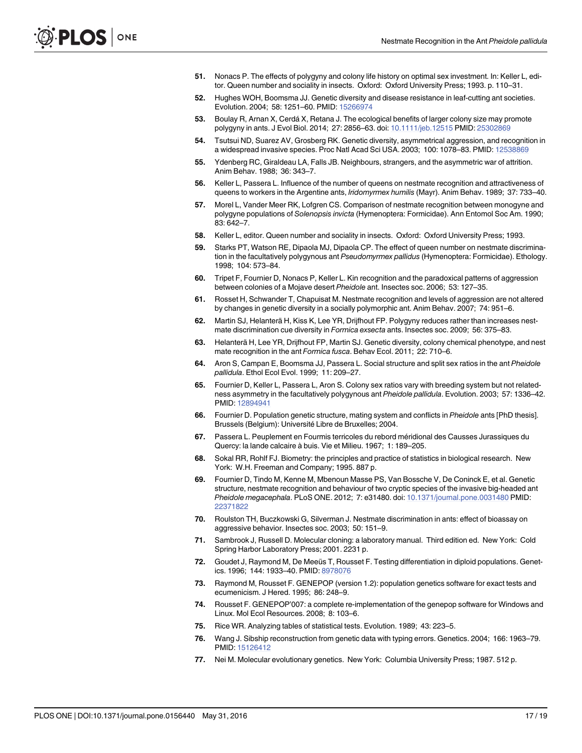51. Nonacs P. The effects of polygyny and colony life history on optimal sex investment. In: Keller L, editor. Queen number and sociality in insects. Oxford: Oxford University Press; 1993. p. 110–31.
52. Hughes WOH, Boomsma JJ. Genetic diversity and disease resistance in leaf-cutting ant societies. Evolution. 2004; 58: 1251–60. PMID: 15266974
53. Boulay R, Arnan X, Cerdá X, Retana J. The ecological benefits of larger colony size may promote polygyny in ants. J Evol Biol. 2014; 27: 2856–63. doi: 10.1111/jeb.12515 PMID: 25302869
54. Tsutsui ND, Suarez AV, Grosberg RK. Genetic diversity, asymmetrical aggression, and recognition in a widespread invasive species. Proc Natl Acad Sci USA. 2003; 100: 1078–83. PMID: 12538869
55. Ydenberg RC, Giraldeau LA, Falls JB. Neighbours, strangers, and the asymmetric war of attrition. Anim Behav. 1988; 36: 343–7.
56. Keller L, Passera L. Influence of the number of queens on nestmate recognition and attractiveness of queens to workers in the Argentine ants, *Iridomyrmex humilis* (Mayr). Anim Behav. 1989; 37: 733–40.
57. Morel L, Vander Meer RK, Lofgren CS. Comparison of nestmate recognition between monogyne and polygyne populations of *Solenopsis invicta* (Hymenoptera: Formicidae). Ann Entomol Soc Am. 1990; 83: 642–7.
58. Keller L, editor. Queen number and sociality in insects. Oxford: Oxford University Press; 1993.
59. Starks PT, Watson RE, Dipaola MJ, Dipaola CP. The effect of queen number on nestmate discrimination in the facultatively polygynous ant *Pseudomyrmex pallidus* (Hymenoptera: Formicidae). Ethology. 1998; 104: 573–84.
60. Tripet F, Fournier D, Nonacs P, Keller L. Kin recognition and the paradoxical patterns of aggression between colonies of a Mojave desert *Pheidole* ant. Insectes soc. 2006; 53: 127–35.
61. Rosset H, Schwander T, Chapuisat M. Nestmate recognition and levels of aggression are not altered by changes in genetic diversity in a socially polymorphic ant. Anim Behav. 2007; 74: 951–6.
62. Martin SJ, Helanterä H, Kiss K, Lee YR, Drijfhout FP. Polygyny reduces rather than increases nestmate discrimination cue diversity in *Formica exsecta* ants. Insectes soc. 2009; 56: 375–83.
63. Helanterä H, Lee YR, Drijfhout FP, Martin SJ. Genetic diversity, colony chemical phenotype, and nest mate recognition in the ant *Formica fusca*. Behav Ecol. 2011; 22: 710–6.
64. Aron S, Campan E, Boomsma JJ, Passera L. Social structure and split sex ratios in the ant *Pheidole pallidula*. Ethol Ecol Evol. 1999; 11: 209–27.
65. Fournier D, Keller L, Passera L, Aron S. Colony sex ratios vary with breeding system but not relatedness asymmetry in the facultatively polygynous ant *Pheidole pallidula*. Evolution. 2003; 57: 1336–42. PMID: 12894941
66. Fournier D. Population genetic structure, mating system and conflicts in *Pheidole* ants [PhD thesis]. Brussels (Belgium): Université Libre de Bruxelles; 2004.
67. Passera L. Peuplement en Fourmis terricoles du rebord méridional des Causses Jurassiques du Quercy: la lande calcaire à buis. Vie et Milieu. 1967; 1: 189–205.
68. Sokal RR, Rohlf FJ. Biometry: the principles and practice of statistics in biological research. New York: W.H. Freeman and Company; 1995. 887 p.
69. Fournier D, Tindo M, Kenne M, Mbenoun Masse PS, Van Bossche V, De Coninck E, et al. Genetic structure, nestmate recognition and behaviour of two cryptic species of the invasive big-headed ant *Pheidole megacephala*. PLoS ONE. 2012; 7: e31480. doi: 10.1371/journal.pone.0031480 PMID: 22371822
70. Roulston TH, Buczkowski G, Silverman J. Nestmate discrimination in ants: effect of bioassay on aggressive behavior. Insectes soc. 2003; 50: 151–9.
71. Sambrook J, Russell D. Molecular cloning: a laboratory manual. Third edition ed. New York: Cold Spring Harbor Laboratory Press; 2001. 2231 p.
72. Goudet J, Raymond M, De Meeüs T, Rousset F. Testing differentiation in diploid populations. Genetics. 1996; 144: 1933–40. PMID: 8978076
73. Raymond M, Rousset F. GENEPOP (version 1.2): population genetics software for exact tests and ecumenicism. J Hered. 1995; 86: 248–9.
74. Rousset F. GENEPOP'007: a complete re-implementation of the genepop software for Windows and Linux. Mol Ecol Resources. 2008; 8: 103–6.
75. Rice WR. Analyzing tables of statistical tests. Evolution. 1989; 43: 223–5.
76. Wang J. Sibship reconstruction from genetic data with typing errors. Genetics. 2004; 166: 1963–79. PMID: 15126412
77. Nei M. Molecular evolutionary genetics. New York: Columbia University Press; 1987. 512 p.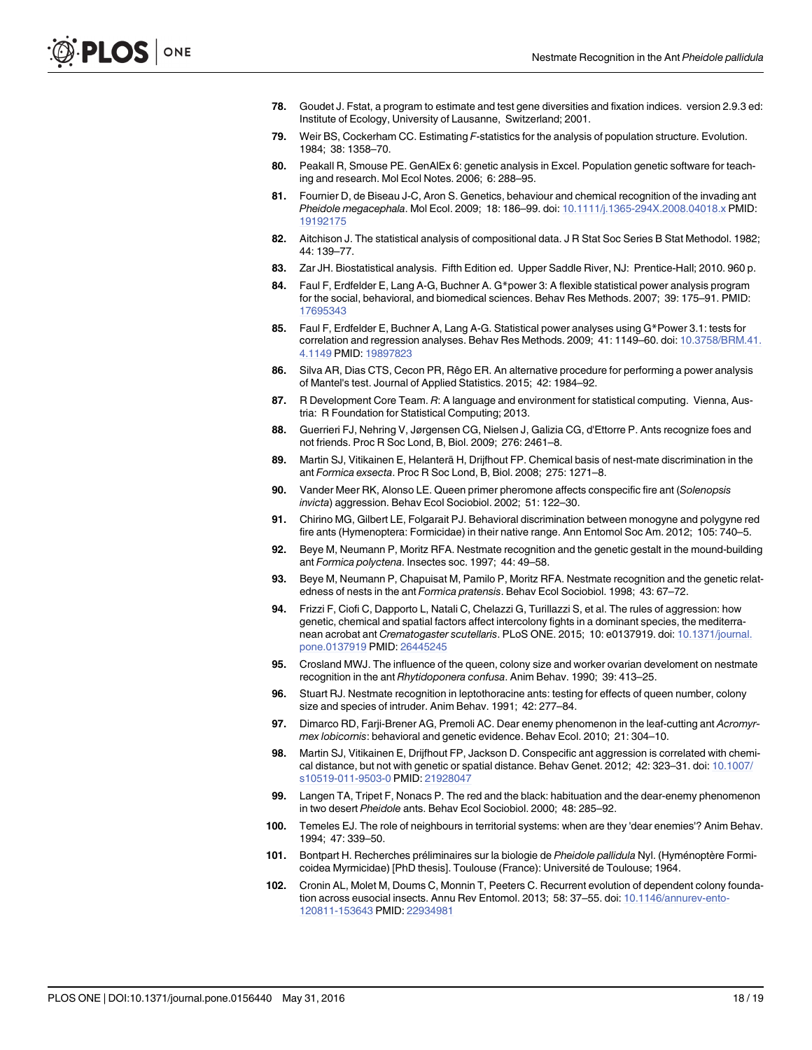78. Goudet J. Fstat, a program to estimate and test gene diversities and fixation indices. version 2.9.3 ed: Institute of Ecology, University of Lausanne, Switzerland; 2001.

79. Weir BS, Cockerham CC. Estimating *F*-statistics for the analysis of population structure. Evolution. 1984; 38: 1358–70.

80. Peakall R, Smouse PE. GenAlEx 6: genetic analysis in Excel. Population genetic software for teaching and research. Mol Ecol Notes. 2006; 6: 288–95.

81. Fournier D, de Biseau J-C, Aron S. Genetics, behaviour and chemical recognition of the invading ant *Pheidole megacephala*. Mol Ecol. 2009; 18: 186–99. doi: 10.1111/j.1365-294X.2008.04018.x PMID: 19192175

82. Aitchison J. The statistical analysis of compositional data. J R Stat Soc Series B Stat Methodol. 1982; 44: 139–77.

83. Zar JH. Biostatistical analysis. Fifth Edition ed. Upper Saddle River, NJ: Prentice-Hall; 2010. 960 p.

84. Faul F, Erdfelder E, Lang A-G, Buchner A. G*power 3: A flexible statistical power analysis program for the social, behavioral, and biomedical sciences. Behav Res Methods. 2007; 39: 175–91. PMID: 17695343

85. Faul F, Erdfelder E, Buchner A, Lang A-G. Statistical power analyses using G*Power 3.1: tests for correlation and regression analyses. Behav Res Methods. 2009; 41: 1149–60. doi: 10.3758/BRM.41.4.1149 PMID: 19897823

86. Silva AR, Dias CTS, Cecon PR, Rêgo ER. An alternative procedure for performing a power analysis of Mantel's test. Journal of Applied Statistics. 2015; 42: 1984–92.

87. R Development Core Team. *R*: A language and environment for statistical computing. Vienna, Austria: R Foundation for Statistical Computing; 2013.

88. Guerrieri FJ, Nehring V, Jørgensen CG, Nielsen J, Galizia CG, d'Ettorre P. Ants recognize foes and not friends. Proc R Soc Lond, B, Biol. 2009; 276: 2461–8.

89. Martin SJ, Vitikainen E, Helanterä H, Drijfhout FP. Chemical basis of nest-mate discrimination in the ant *Formica exsecta*. Proc R Soc Lond, B, Biol. 2008; 275: 1271–8.

90. Vander Meer RK, Alonso LE. Queen primer pheromone affects conspecific fire ant (*Solenopsis invicta*) aggression. Behav Ecol Sociobiol. 2002; 51: 122–30.

91. Chirino MG, Gilbert LE, Folgarait PJ. Behavioral discrimination between monogyne and polygyne red fire ants (Hymenoptera: Formicidae) in their native range. Ann Entomol Soc Am. 2012; 105: 740–5.

92. Beye M, Neumann P, Moritz RFA. Nestmate recognition and the genetic gestalt in the mound-building ant *Formica polyctena*. Insectes soc. 1997; 44: 49–58.

93. Beye M, Neumann P, Chapuisat M, Pamilo P, Moritz RFA. Nestmate recognition and the genetic relatedness of nests in the ant *Formica pratensis*. Behav Ecol Sociobiol. 1998; 43: 67–72.

94. Frizzi F, Ciofi C, Dapporto L, Natali C, Chelazzi G, Turillazzi S, et al. The rules of aggression: how genetic, chemical and spatial factors affect intercolony fights in a dominant species, the mediterranean acrobat ant *Crematogaster scutellaris*. PLoS ONE. 2015; 10: e0137919. doi: 10.1371/journal.pone.0137919 PMID: 26445245

95. Crosland MWJ. The influence of the queen, colony size and worker ovarian develoment on nestmate recognition in the ant *Rhytidoponera confusa*. Anim Behav. 1990; 39: 413–25.

96. Stuart RJ. Nestmate recognition in leptothoracine ants: testing for effects of queen number, colony size and species of intruder. Anim Behav. 1991; 42: 277–84.

97. Dimarco RD, Farji-Brener AG, Premoli AC. Dear enemy phenomenon in the leaf-cutting ant *Acromyrmex lobicornis*: behavioral and genetic evidence. Behav Ecol. 2010; 21: 304–10.

98. Martin SJ, Vitikainen E, Drijfhout FP, Jackson D. Conspecific ant aggression is correlated with chemical distance, but not with genetic or spatial distance. Behav Genet. 2012; 42: 323–31. doi: 10.1007/s10519-011-9503-0 PMID: 21928047

99. Langen TA, Tripet F, Nonacs P. The red and the black: habituation and the dear-enemy phenomenon in two desert *Pheidole* ants. Behav Ecol Sociobiol. 2000; 48: 285–92.

100. Temeles EJ. The role of neighbours in territorial systems: when are they 'dear enemies'? Anim Behav. 1994; 47: 339–50.

101. Bontpart H. Recherches préliminaires sur la biologie de *Pheidole pallidula* Nyl. (Hyménoptère Formicoidea Myrmicidae) [PhD thesis]. Toulouse (France): Université de Toulouse; 1964.

102. Cronin AL, Molet M, Doums C, Monnin T, Peeters C. Recurrent evolution of dependent colony foundation across eusocial insects. Annu Rev Entomol. 2013; 58: 37–55. doi: 10.1146/annurev-ento-120811-153643 PMID: 22934981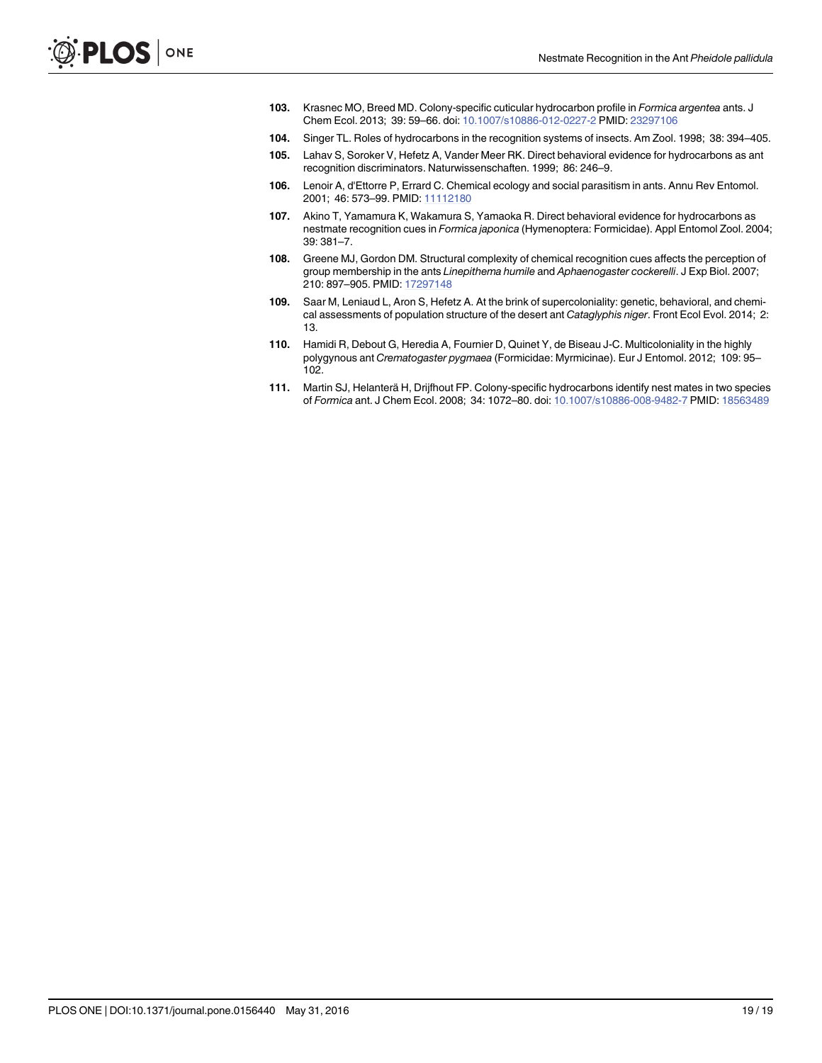103. Krasnec MO, Breed MD. Colony-specific cuticular hydrocarbon profile in *Formica argentea* ants. J Chem Ecol. 2013; 39: 59–66. doi: 10.1007/s10886-012-0227-2 PMID: 23297106

104. Singer TL. Roles of hydrocarbons in the recognition systems of insects. Am Zool. 1998; 38: 394–405.

105. Lahav S, Soroker V, Hefetz A, Vander Meer RK. Direct behavioral evidence for hydrocarbons as ant recognition discriminators. Naturwissenschaften. 1999; 86: 246–9.

106. Lenoir A, d'Ettorre P, Errard C. Chemical ecology and social parasitism in ants. Annu Rev Entomol. 2001; 46: 573–99. PMID: 11112180

107. Akino T, Yamamura K, Wakamura S, Yamaoka R. Direct behavioral evidence for hydrocarbons as nestmate recognition cues in *Formica japonica* (Hymenoptera: Formicidae). Appl Entomol Zool. 2004; 39: 381–7.

108. Greene MJ, Gordon DM. Structural complexity of chemical recognition cues affects the perception of group membership in the ants *Linepithema humile* and *Aphaenogaster cockerelli*. J Exp Biol. 2007; 210: 897–905. PMID: 17297148

109. Saar M, Leniaud L, Aron S, Hefetz A. At the brink of supercoloniality: genetic, behavioral, and chemical assessments of population structure of the desert ant *Cataglyphis niger*. Front Ecol Evol. 2014; 2: 13.

110. Hamidi R, Debout G, Heredia A, Fournier D, Quinet Y, de Biseau J-C. Multicoloniality in the highly polygynous ant *Crematogaster pygmaea* (Formicidae: Myrmicinae). Eur J Entomol. 2012; 109: 95–102.

111. Martin SJ, Helanterä H, Drijfhout FP. Colony-specific hydrocarbons identify nest mates in two species of *Formica* ant. J Chem Ecol. 2008; 34: 1072–80. doi: 10.1007/s10886-008-9482-7 PMID: 18563489